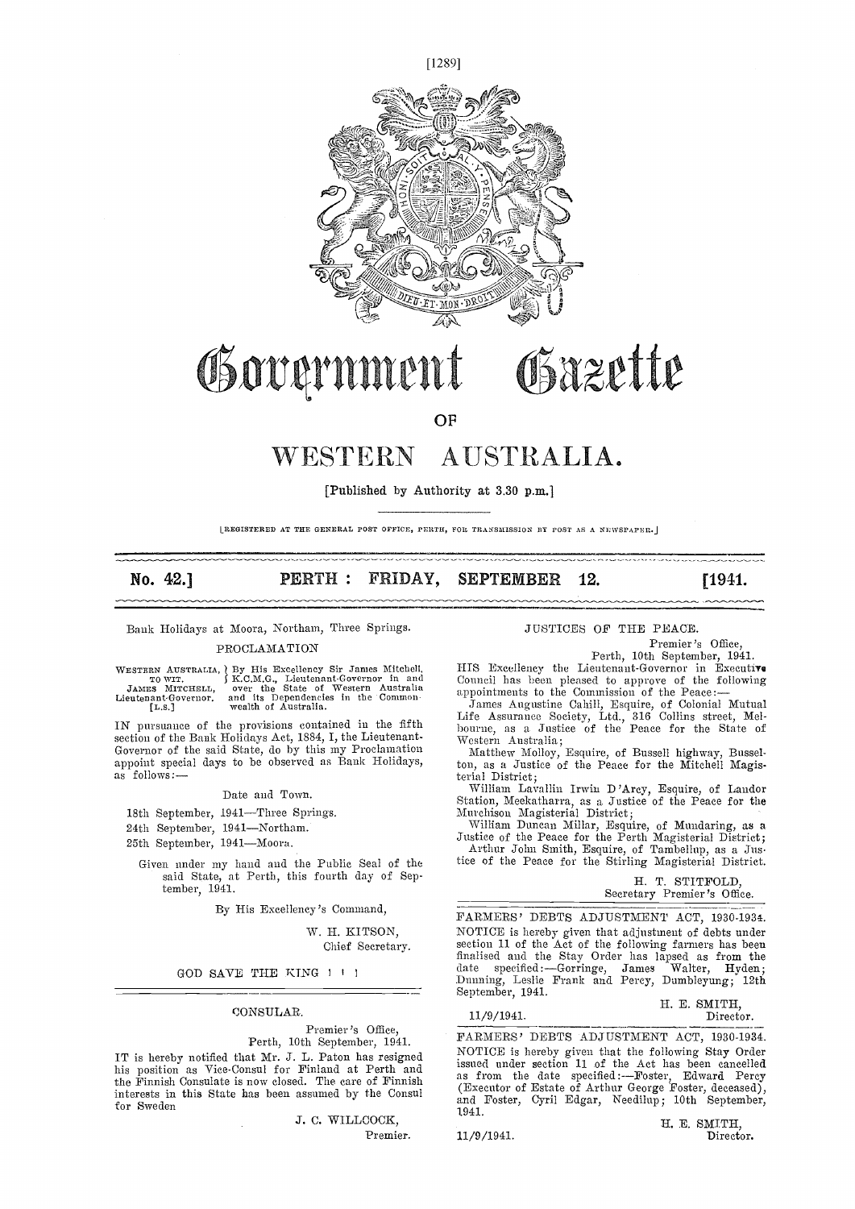# Government Gazette

OF

# WESTERN AUSTRALIA.

[Published by Authority at 3.30 p.m.]

[REGISTERED AT THE GENERAL POST OFFICE, PERTH, FOR TRANSMISSION BY POST AS A NEWSPAPER.]

**No. 42.] PERTH: FRIDAY, SEPTEMBER 12. [1941.**

Bank Holidays at Moora, Northam, Three Springs.

PROCLAMATION

WESTERN AUSTRALIA, TO WIT. JAMES MITCHELL, Lieutenant-Governor. [L.S.] } By His Excellency Sir James Mitchell, K.C.M.G., Lieutenant-Governor in and over the State of Western Australia and its Dependencies in the Commonwealth of Australia.

IN pursuance of the provisions contained in the fifth section of the Bank Holidays Act, 1884, I, the Lieutenant-Governor of the said State, do by this my Proclamation appoint special days to be observed as Bank Holidays, as follows:—

Date and Town.

18th September, 1941—Three Springs.

24th September, 1941—Northam.

25th September, 1941—Moora.

Given under my hand and the Public Seal of the said State, at Perth, this fourth day of September, 1941.

By His Excellency's Command,

W. H. KITSON,
Chief Secretary.

GOD SAVE THE KING ! ! !

---

CONSULAR.

Premier's Office,
Perth, 10th September, 1941.

IT is hereby notified that Mr. J. L. Paton has resigned his position as Vice-Consul for Finland at Perth and the Finnish Consulate is now closed. The care of Finnish interests in this State has been assumed by the Consul for Sweden

J. C. WILLCOCK,
Premier.

---

JUSTICES OF THE PEACE.

Premier's Office,
Perth, 10th September, 1941.

HIS Excellency the Lieutenant-Governor in Executive Council has been pleased to approve of the following appointments to the Commission of the Peace:—

James Augustine Cahill, Esquire, of Colonial Mutual Life Assurance Society, Ltd., 316 Collins street, Melbourne, as a Justice of the Peace for the State of Western Australia;

Matthew Molloy, Esquire, of Bussell highway, Busselton, as a Justice of the Peace for the Mitchell Magisterial District;

William Lavallin Irwin D'Arcy, Esquire, of Landor Station, Meekatharra, as a Justice of the Peace for the Murchison Magisterial District;

William Duncan Millar, Esquire, of Mundaring, as a Justice of the Peace for the Perth Magisterial District;

Arthur John Smith, Esquire, of Tambellup, as a Justice of the Peace for the Stirling Magisterial District.

H. T. STITFOLD,
Secretary Premier's Office.

---

FARMERS' DEBTS ADJUSTMENT ACT, 1930-1934.

NOTICE is hereby given that adjustment of debts under section 11 of the Act of the following farmers has been finalised and the Stay Order has lapsed as from the date specified:—Gorringe, James Walter, Hyden; Dunning, Leslie Frank and Percy, Dumbleyung; 12th September, 1941.

11/9/1941.

H. E. SMITH,
Director.

---

FARMERS' DEBTS ADJUSTMENT ACT, 1930-1934.

NOTICE is hereby given that the following Stay Order issued under section 11 of the Act has been cancelled as from the date specified:—Foster, Edward Percy (Executor of Estate of Arthur George Foster, deceased), and Foster, Cyril Edgar, Needilup; 10th September, 1941.

11/9/1941.

H. E. SMITH,
Director.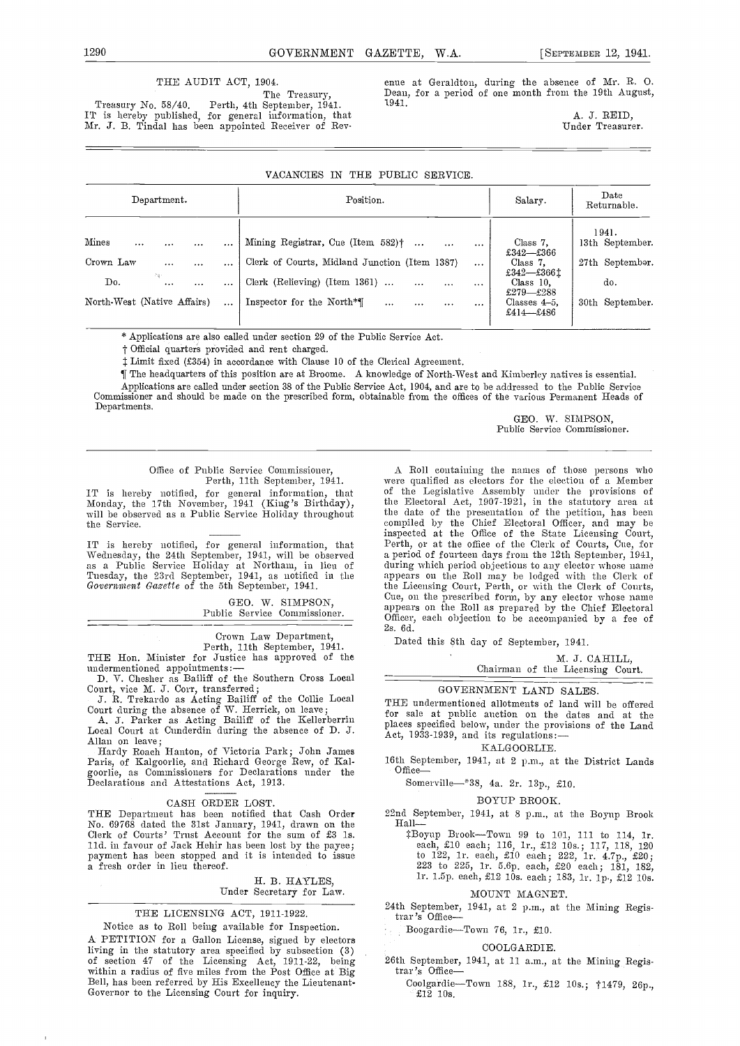## THE AUDIT ACT, 1904.

The Treasury,
Treasury No. 58/40. Perth, 4th September, 1941.

IT is hereby published, for general information, that Mr. J. B. Tindal has been appointed Receiver of Revenue at Geraldton, during the absence of Mr. R. O. Dean, for a period of one month from the 19th August, 1941.

A. J. REID,
Under Treasurer.

## VACANCIES IN THE PUBLIC SERVICE.

| Department. | Position. | Salary. | Date Returnable. |
|---|---|---|---|
| | | | 1941. |
| Mines | Mining Registrar, Cue (Item 582)† | Class 7, £342—£366 | 13th September. |
| Crown Law | Clerk of Courts, Midland Junction (Item 1387) | Class 7, £342—£366‡ | 27th September. |
| Do. | Clerk (Relieving) (Item 1361) | Class 10, £279—£288 | do. |
| North-West (Native Affairs) | Inspector for the North*¶ | Classes 4–5, £414—£486 | 30th September. |

* Applications are also called under section 29 of the Public Service Act.

† Official quarters provided and rent charged.

‡ Limit fixed (£354) in accordance with Clause 10 of the Clerical Agreement.

¶ The headquarters of this position are at Broome. A knowledge of North-West and Kimberley natives is essential.

Applications are called under section 38 of the Public Service Act, 1904, and are to be addressed to the Public Service Commissioner and should be made on the prescribed form, obtainable from the offices of the various Permanent Heads of Departments.

GEO. W. SIMPSON,
Public Service Commissioner.

---

Office of Public Service Commissioner,
Perth, 11th September, 1941.

IT is hereby notified, for general information, that Monday, the 17th November, 1941 (King's Birthday), will be observed as a Public Service Holiday throughout the Service.

IT is hereby notified, for general information, that Wednesday, the 24th September, 1941, will be observed as a Public Service Holiday at Northam, in lieu of Tuesday, the 23rd September, 1941, as notified in the *Government Gazette* of the 5th September, 1941.

GEO. W. SIMPSON,
Public Service Commissioner.

---

Crown Law Department,
Perth, 11th September, 1941.

THE Hon. Minister for Justice has approved of the undermentioned appointments:—

D. V. Chesher as Bailiff of the Southern Cross Local Court, vice M. J. Corr, transferred;

J. R. Trekardo as Acting Bailiff of the Collie Local Court during the absence of W. Herrick, on leave;

A. J. Parker as Acting Bailiff of the Kellerberrin Local Court at Cunderdin during the absence of D. J. Allan on leave;

Hardy Roach Hanton, of Victoria Park; John James Paris, of Kalgoorlie, and Richard George Rew, of Kalgoorlie, as Commissioners for Declarations under the Declarations and Attestations Act, 1913.

### CASH ORDER LOST.

THE Department has been notified that Cash Order No. 69768 dated the 31st January, 1941, drawn on the Clerk of Courts' Trust Account for the sum of £3 1s. 11d. in favour of Jack Hehir has been lost by the payee; payment has been stopped and it is intended to issue a fresh order in lieu thereof.

H. B. HAYLES,
Under Secretary for Law.

---

## THE LICENSING ACT, 1911-1922.

Notice as to Roll being available for Inspection.

A PETITION for a Gallon License, signed by electors living in the statutory area specified by subsection (3) of section 47 of the Licensing Act, 1911-22, being within a radius of five miles from the Post Office at Big Bell, has been referred by His Excellency the Lieutenant-Governor to the Licensing Court for inquiry.

A Roll containing the names of those persons who were qualified as electors for the election of a Member of the Legislative Assembly under the provisions of the Electoral Act, 1907-1921, in the statutory area at the date of the presentation of the petition, has been compiled by the Chief Electoral Officer, and may be inspected at the Office of the State Licensing Court, Perth, or at the office of the Clerk of Courts, Cue, for a period of fourteen days from the 12th September, 1941, during which period objections to any elector whose name appears on the Roll may be lodged with the Clerk of the Licensing Court, Perth, or with the Clerk of Courts, Cue, on the prescribed form, by any elector whose name appears on the Roll as prepared by the Chief Electoral Officer, each objection to be accompanied by a fee of 2s. 6d.

Dated this 8th day of September, 1941.

M. J. CAHILL,
Chairman of the Licensing Court.

---

## GOVERNMENT LAND SALES.

THE undermentioned allotments of land will be offered for sale at public auction on the dates and at the places specified below, under the provisions of the Land Act, 1933-1939, and its regulations:—

### KALGOORLIE.

16th September, 1941, at 2 p.m., at the District Lands Office—

Somerville—*38, 4a. 2r. 13p., £10.

### BOYUP BROOK.

22nd September, 1941, at 8 p.m., at the Boyup Brook Hall—

‡Boyup Brook—Town 99 to 101, 111 to 114, 1r. each, £10 each; 116, 1r., £12 10s.; 117, 118, 120 to 122, 1r. each, £10 each; 222, 1r. 4.7p., £20; 223 to 225, 1r. 5.6p. each, £20 each; 181, 182, 1r. 1.5p. each, £12 10s. each; 183, 1r. 1p., £12 10s.

### MOUNT MAGNET.

24th September, 1941, at 2 p.m., at the Mining Registrar's Office—

Boogardie—Town 76, 1r., £10.

### COOLGARDIE.

26th September, 1941, at 11 a.m., at the Mining Registrar's Office—

Coolgardie—Town 188, 1r., £12 10s.; †1479, 26p., £12 10s.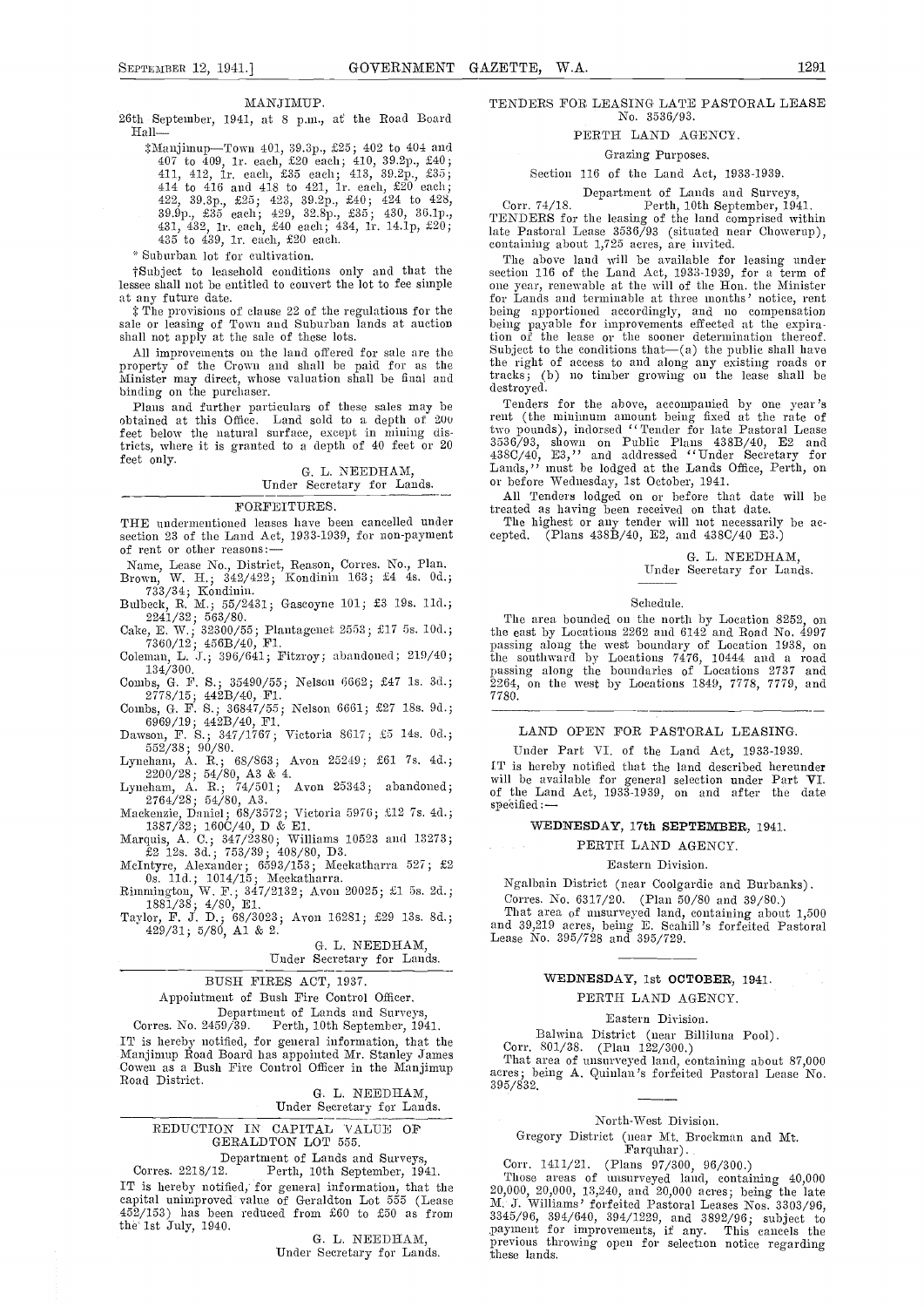MANJIMUP.

26th September, 1941, at 8 p.m., at the Road Board Hall—

‡Manjimup—Town 401, 39.3p., £25; 402 to 404 and 407 to 409, 1r. each, £20 each; 410, 39.2p., £40; 411, 412, 1r. each, £35 each; 413, 39.2p., £35; 414 to 416 and 418 to 421, 1r. each, £20 each; 422, 39.3p., £25; 423, 39.2p., £40; 424 to 428, 39.9p., £35 each; 429, 32.8p., £35; 430, 36.1p., 431, 432, 1r. each, £40 each; 434, 1r. 14.1p, £20; 435 to 439, 1r. each, £20 each.

* Suburban lot for cultivation.

†Subject to leasehold conditions only and that the lessee shall not be entitled to convert the lot to fee simple at any future date.

‡ The provisions of clause 22 of the regulations for the sale or leasing of Town and Suburban lands at auction shall not apply at the sale of these lots.

All improvements on the land offered for sale are the property of the Crown and shall be paid for as the Minister may direct, whose valuation shall be final and binding on the purchaser.

Plans and further particulars of these sales may be obtained at this Office. Land sold to a depth of 200 feet below the natural surface, except in mining districts, where it is granted to a depth of 40 feet or 20 feet only.

G. L. NEEDHAM,
Under Secretary for Lands.

---

FORFEITURES.

THE undermentioned leases have been cancelled under section 23 of the Land Act, 1933-1939, for non-payment of rent or other reasons:—

Name, Lease No., District, Reason, Corres. No., Plan.

Brown, W. H.; 342/422; Kondinin 163; £4 4s. 0d.; 733/34; Kondinin.

Bulbeck, R. M.; 55/2431; Gascoyne 101; £3 19s. 11d.; 2241/32; 563/80.

Cake, E. W.; 32300/55; Plantagenet 2553; £17 5s. 10d.; 7360/12; 456B/40, F1.

Coleman, L. J.; 396/641; Fitzroy; abandoned; 219/40; 134/300.

Combs, G. F. S.; 35490/55; Nelson 6662; £47 1s. 3d.; 2778/15; 442B/40, F1.

Combs, G. F. S.; 36847/55; Nelson 6661; £27 18s. 9d.; 6969/19; 442B/40, F1.

Dawson, F. S.; 347/1767; Victoria 8617; £5 14s. 0d.; 552/38; 90/80.

Lyneham, A. R.; 68/863; Avon 25249; £61 7s. 4d.; 2200/28; 54/80, A3 & 4.

Lyneham, A. R.; 74/501; Avon 25343; abandoned; 2764/28; 54/80, A3.

Mackenzie, Daniel; 68/3572; Victoria 5976; £12 7s. 4d.; 1387/32; 160C/40, D & E1.

Marquis, A. C.; 347/2380; Williams 10523 and 13273; £2 12s. 3d.; 753/39; 408/80, D3.

McIntyre, Alexander; 6593/153; Meekatharra 527; £2 0s. 11d.; 1014/15; Meekatharra.

Rimmington, W. F.; 347/2132; Avon 20025; £1 5s. 2d.; 1881/38; 4/80, E1.

Taylor, F. J. D.; 68/3023; Avon 16281; £29 13s. 8d.; 429/31; 5/80, A1 & 2.

G. L. NEEDHAM,
Under Secretary for Lands.

---

BUSH FIRES ACT, 1937.

Appointment of Bush Fire Control Officer.

Department of Lands and Surveys,
Corres. No. 2459/39. Perth, 10th September, 1941.

IT is hereby notified, for general information, that the Manjimup Road Board has appointed Mr. Stanley James Cowen as a Bush Fire Control Officer in the Manjimup Road District.

G. L. NEEDHAM,
Under Secretary for Lands.

---

REDUCTION IN CAPITAL VALUE OF GERALDTON LOT 555.

Department of Lands and Surveys,
Corres. 2218/12. Perth, 10th September, 1941.

IT is hereby notified, for general information, that the capital unimproved value of Geraldton Lot 555 (Lease 452/153) has been reduced from £60 to £50 as from the 1st July, 1940.

G. L. NEEDHAM,
Under Secretary for Lands.

---

TENDERS FOR LEASING LATE PASTORAL LEASE No. 3536/93.

PERTH LAND AGENCY.

Grazing Purposes.

Section 116 of the Land Act, 1933-1939.

Department of Lands and Surveys,
Corr. 74/18. Perth, 10th September, 1941.

TENDERS for the leasing of the land comprised within late Pastoral Lease 3536/93 (situated near Chowerup), containing about 1,725 acres, are invited.

The above land will be available for leasing under section 116 of the Land Act, 1933-1939, for a term of one year, renewable at the will of the Hon. the Minister for Lands and terminable at three months' notice, rent being apportioned accordingly, and no compensation being payable for improvements effected at the expiration of the lease or the sooner determination thereof. Subject to the conditions that—(a) the public shall have the right of access to and along any existing roads or tracks; (b) no timber growing on the lease shall be destroyed.

Tenders for the above, accompanied by one year's rent (the minimum amount being fixed at the rate of two pounds), indorsed "Tender for late Pastoral Lease 3536/93, shown on Public Plans 438B/40, E2 and 438C/40, E3," and addressed "Under Secretary for Lands," must be lodged at the Lands Office, Perth, on or before Wednesday, 1st October, 1941.

All Tenders lodged on or before that date will be treated as having been received on that date.

The highest or any tender will not necessarily be accepted. (Plans 438B/40, E2, and 438C/40 E3.)

G. L. NEEDHAM,
Under Secretary for Lands.

Schedule.

The area bounded on the north by Location 8252, on the east by Locations 2262 and 6142 and Road No. 4997 passing along the west boundary of Location 1938, on the southward by Locations 7476, 10444 and a road passing along the boundaries of Locations 2737 and 2264, on the west by Locations 1849, 7778, 7779, and 7780.

---

LAND OPEN FOR PASTORAL LEASING.

Under Part VI. of the Land Act, 1933-1939.

IT is hereby notified that the land described hereunder will be available for general selection under Part VI. of the Land Act, 1933-1939, on and after the date specified:—

**WEDNESDAY, 17th SEPTEMBER, 1941.**

PERTH LAND AGENCY.

Eastern Division.

Ngalbain District (near Coolgardie and Burbanks).

Corres. No. 6317/20. (Plan 50/80 and 39/80.)

That area of unsurveyed land, containing about 1,500 and 39,219 acres, being E. Scahill's forfeited Pastoral Lease No. 395/728 and 395/729.

**WEDNESDAY, 1st OCTOBER, 1941.**

PERTH LAND AGENCY.

Eastern Division.

Balwina District (near Billiluna Pool).

Corr. 801/38. (Plan 122/300.)

That area of unsurveyed land, containing about 87,000 acres; being A. Quinlan's forfeited Pastoral Lease No. 395/832.

North-West Division.

Gregory District (near Mt. Brockman and Mt. Farquhar).

Corr. 1411/21. (Plans 97/300, 96/300.)

Those areas of unsurveyed land, containing 40,000 20,000, 20,000, 13,240, and 20,000 acres; being the late M. J. Williams' forfeited Pastoral Leases Nos. 3303/96, 3345/96, 394/640, 394/1229, and 3892/96; subject to payment for improvements, if any. This cancels the previous throwing open for selection notice regarding these lands.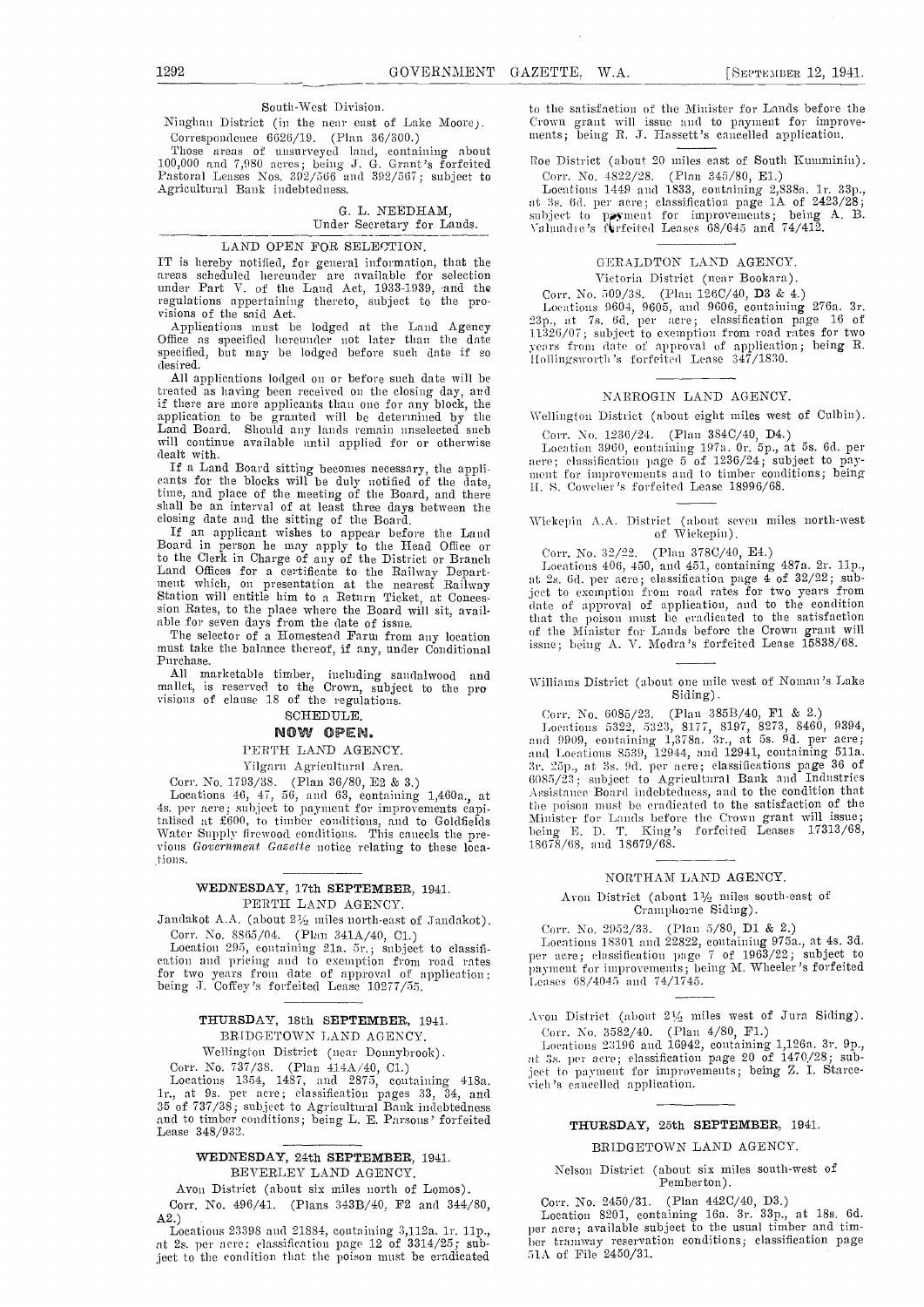South-West Division.

Ninghan District (in the near east of Lake Moore).

Correspondence 6626/19. (Plan 36/300.)

Those areas of unsurveyed land, containing about 100,000 and 7,980 acres; being J. G. Grant's forfeited Pastoral Leases Nos. 392/566 and 392/567; subject to Agricultural Bank indebtedness.

G. L. NEEDHAM,
Under Secretary for Lands.

---

## LAND OPEN FOR SELECTION.

IT is hereby notified, for general information, that the areas scheduled hereunder are available for selection under Part V. of the Land Act, 1933-1939, and the regulations appertaining thereto, subject to the provisions of the said Act.

Applications must be lodged at the Land Agency Office as specified hereunder not later than the date specified, but may be lodged before such date if so desired.

All applications lodged on or before such date will be treated as having been received on the closing day, and if there are more applicants than one for any block, the application to be granted will be determined by the Land Board. Should any lands remain unselected such will continue available until applied for or otherwise dealt with.

If a Land Board sitting becomes necessary, the applicants for the blocks will be duly notified of the date, time, and place of the meeting of the Board, and there shall be an interval of at least three days between the closing date and the sitting of the Board.

If an applicant wishes to appear before the Land Board in person he may apply to the Head Office or to the Clerk in Charge of any of the District or Branch Land Offices for a certificate to the Railway Department which, on presentation at the nearest Railway Station will entitle him to a Return Ticket, at Concession Rates, to the place where the Board will sit, available for seven days from the date of issue.

The selector of a Homestead Farm from any location must take the balance thereof, if any, under Conditional Purchase.

All marketable timber, including sandalwood and mallet, is reserved to the Crown, subject to the provisions of clause 18 of the regulations.

### SCHEDULE.

### NOW OPEN.

PERTH LAND AGENCY.

Yilgarn Agricultural Area.

Corr. No. 1793/38. (Plan 36/80, E2 & 3.)

Locations 46, 47, 56, and 63, containing 1,460a., at 4s. per acre; subject to payment for improvements capitalised at £600, to timber conditions, and to Goldfields Water Supply firewood conditions. This cancels the previous *Government Gazette* notice relating to these locations.

---

### WEDNESDAY, 17th SEPTEMBER, 1941.

PERTH LAND AGENCY.

Jandakot A.A. (about 2½ miles north-east of Jandakot).

Corr. No. 8865/04. (Plan 341A/40, C1.)

Location 295, containing 21a. 5r.; subject to classification and pricing and to exemption from road rates for two years from date of approval of application; being J. Coffey's forfeited Lease 10277/55.

---

### THURSDAY, 18th SEPTEMBER, 1941.

BRIDGETOWN LAND AGENCY.

Wellington District (near Donnybrook).

Corr. No. 737/38. (Plan 414A/40, C1.)

Locations 1354, 1487, and 2875, containing 418a. 1r., at 9s. per acre; classification pages 33, 34, and 35 of 737/38; subject to Agricultural Bank indebtedness and to timber conditions; being L. E. Parsons' forfeited Lease 348/932.

---

### WEDNESDAY, 24th SEPTEMBER, 1941.

BEVERLEY LAND AGENCY.

Avon District (about six miles north of Lomos).

Corr. No. 496/41. (Plans 343B/40, F2 and 344/80, A2.)

Locations 23398 and 21884, containing 3,112a. 1r. 11p., at 2s. per acre; classification page 12 of 3314/25; subject to the condition that the poison must be eradicated to the satisfaction of the Minister for Lands before the Crown grant will issue and to payment for improvements; being R. J. Hassett's cancelled application.

---

Roe District (about 20 miles east of South Kumminin).

Corr. No. 4822/28. (Plan 345/80, E1.)

Locations 1449 and 1833, containing 2,838a. 1r. 33p., at 3s. 6d. per acre; classification page 1A of 2423/28; subject to payment for improvements; being A. B. Valmadre's forfeited Leases 68/645 and 74/412.

---

GERALDTON LAND AGENCY.

Victoria District (near Bookara).

Corr. No. 509/38. (Plan 126C/40, D3 & 4.)

Locations 9604, 9605, and 9606, containing 276a. 3r. 23p., at 7s. 6d. per acre; classification page 16 of 11326/07; subject to exemption from road rates for two years from date of approval of application; being R. Hollingsworth's forfeited Lease 347/1830.

---

NARROGIN LAND AGENCY.

Wellington District (about eight miles west of Culbin).

Corr. No. 1236/24. (Plan 384C/40, D4.)

Location 3960, containing 197a. 0r. 5p., at 5s. 6d. per acre; classification page 5 of 1236/24; subject to payment for improvements and to timber conditions; being H. S. Cowcher's forfeited Lease 18996/68.

---

Wickepin A.A. District (about seven miles north-west of Wickepin).

Corr. No. 32/22. (Plan 378C/40, E4.)

Locations 406, 450, and 451, containing 487a. 2r. 11p., at 2s. 6d. per acre; classification page 4 of 32/22; subject to exemption from road rates for two years from date of approval of application, and to the condition that the poison must be eradicated to the satisfaction of the Minister for Lands before the Crown grant will issue; being A. V. Modra's forfeited Lease 15838/68.

---

Williams District (about one mile west of Noman's Lake Siding).

Corr. No. 6085/23. (Plan 385B/40, F1 & 2.)

Locations 5322, 5323, 8177, 8197, 8273, 8460, 9394, and 9909, containing 1,378a. 3r., at 5s. 9d. per acre; and Locations 8539, 12944, and 12941, containing 511a. 3r. 25p., at 3s. 9d. per acre; classifications page 36 of 6085/23; subject to Agricultural Bank and Industries Assistance Board indebtedness, and to the condition that the poison must be eradicated to the satisfaction of the Minister for Lands before the Crown grant will issue; being E. D. T. King's forfeited Leases 17313/68, 18678/68, and 18679/68.

---

NORTHAM LAND AGENCY.

Avon District (about 1½ miles south-east of Cramphorne Siding).

Corr. No. 2952/33. (Plan 5/80, D1 & 2.)

Locations 18301 and 22822, containing 975a., at 4s. 3d. per acre; classification page 7 of 1963/22; subject to payment for improvements; being M. Wheeler's forfeited Leases 68/4045 and 74/1745.

---

Avon District (about 2½ miles west of Jura Siding).

Corr. No. 3582/40. (Plan 4/80, F1.)

Locations 23196 and 16942, containing 1,126a. 3r. 9p., at 3s. per acre; classification page 20 of 1470/28; subject to payment for improvements; being Z. I. Starcevich's cancelled application.

---

### THURSDAY, 25th SEPTEMBER, 1941.

BRIDGETOWN LAND AGENCY.

Nelson District (about six miles south-west of Pemberton).

Corr. No. 2450/31. (Plan 442C/40, D3.)

Location 8201, containing 16a. 3r. 33p., at 18s. 6d. per acre; available subject to the usual timber and timber tramway reservation conditions; classification page 51A of File 2450/31.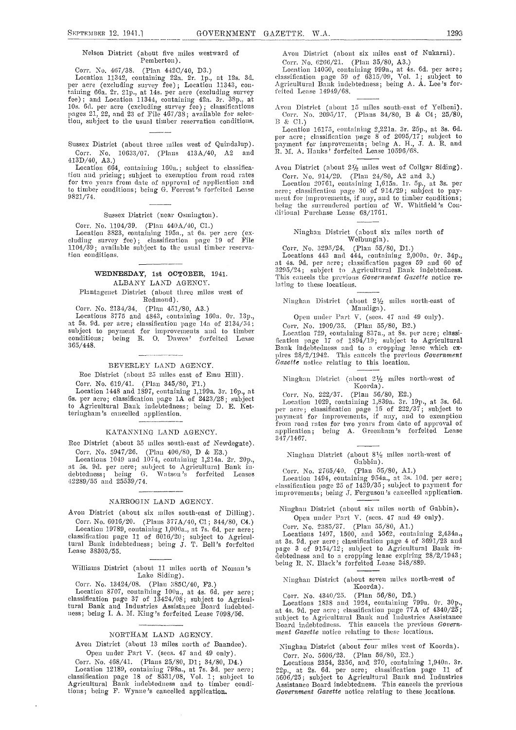Nelson District (about five miles westward of Pemberton).

Corr. No. 467/38. (Plan 442C/40, D3.)

Location 11342, containing 22a. 2r. 1p., at 12s. 3d. per acre (excluding survey fee); Location 11343, containing 66a. 2r. 21p., at 14s. per acre (excluding survey fee); and Location 11344, containing 42a. 3r. 38p., at 10s. 6d. per acre (excluding survey fee); classifications pages 21, 22, and 23 of File 467/38; available for selection, subject to the usual timber reservation conditions.

Sussex District (about three miles west of Quindalup).

Corr. No. 10633/07. (Plans 413A/40, A2 and 413D/40, A3.)

Location 664, containing 160a.; subject to classification and pricing; subject to exemption from road rates for two years from date of approval of application and to timber conditions; being G. Forrest's forfeited Lease 9821/74.

Sussex District (near Osmington).

Corr. No. 1104/39. (Plan 440A/40, C1.)

Location 3823, containing 195a., at 6s. per acre (excluding survey fee); classification page 19 of File 1104/39; available subject to the usual timber reservation conditions.

## WEDNESDAY, 1st OCTOBER, 1941.

### ALBANY LAND AGENCY.

Plantagenet District (about three miles west of Redmond).

Corr. No. 2134/34. (Plan 451/80, A3.)

Locations 3775 and 4843, containing 160a. 0r. 13p., at 5s. 9d. per acre; classification page 14a of 2134/34; subject to payment for improvements and to timber conditions; being R. O. Dawes' forfeited Lease 365/448.

### BEVERLEY LAND AGENCY.

Roe District (about 25 miles east of Emu Hill).

Corr. No. 619/41. (Plan 345/80, F1.)

Location 1448 and 1897, containing 1,199a. 3r. 16p., at 6s. per acre; classification page 1A of 2423/28; subject to Agricultural Bank indebtedness; being D. E. Ketteringham's cancelled application.

### KATANNING LAND AGENCY.

Roe District (about 35 miles south-east of Newdegate).

Corr. No. 5947/26. (Plan 406/80, D & E3.)

Locations 1049 and 1074, containing 1,214a. 2r. 20p., at 5s. 9d. per acre; subject to Agricultural Bank indebtedness; being G. Watson's forfeited Leases 42289/55 and 25539/74.

### NARROGIN LAND AGENCY.

Avon District (about six miles south-east of Dilling).

Corr. No. 6016/20. (Plans 377A/40, C1; 344/80, C4.)

Location 19789, containing 1,000a., at 7s. 6d. per acre; classification page 11 of 6016/20; subject to Agricultural Bank indebtedness; being J. T. Bell's forfeited Lease 38303/55.

Williams District (about 11 miles north of Noman's Lake Siding).

Corr. No. 13424/08. (Plan 385C/40, F3.)

Location 8707, containing 100a., at 4s. 6d. per acre; classification page 37 of 13424/08; subject to Agricultural Bank and Industries Assistance Board indebtedness; being I. A. M. King's forfeited Lease 7098/56.

### NORTHAM LAND AGENCY.

Avon District (about 13 miles north of Baandee).

Open under Part V. (secs. 47 and 49 only).

Corr. No. 468/41. (Plans 25/80, D1; 34/80, D4.)

Location 12189, containing 798a., at 7s. 3d. per acre; classification page 18 of 8531/08, Vol. 1; subject to Agricultural Bank indebtedness and to timber conditions; being F. Wynne's cancelled application.

Avon District (about six miles east of Nukarni).

Corr. No. 6266/21. (Plan 35/80, A3.)

Location 14050, containing 999a., at 4s. 6d. per acre; classification page 59 of 6315/09, Vol. 1; subject to Agricultural Bank indebtedness; being A. A. Lee's forfeited Lease 14949/68.

Avon District (about 15 miles south-east of Yelbeni).

Corr. No. 2095/17. (Plans 34/80, B & C4; 25/80, B & C1.)

Location 16175, containing 2,221a. 3r. 25p., at 3s. 6d. per acre; classification page 8 of 2095/17; subject to payment for improvements; being A. H., J. A. R. and R. M. A. Hanks' forfeited Lease 10596/68.

Avon District (about 2½ miles west of Collgar Siding).

Corr. No. 914/29. (Plan 24/80, A2 and 3.)

Location 20761, containing 1,615a. 1r. 5p., at 3s. per acre; classification page 30 of 914/29; subject to payment for improvements, if any, and to timber conditions; being the surrendered portion of W. Whitfield's Conditional Purchase Lease 68/1761.

Ninghan District (about six miles north of Welbungin).

Corr. No. 3295/24. (Plan 55/80, D1.)

Locations 443 and 444, containing 2,000a. 0r. 34p., at 4s. 9d. per acre; classification pages 59 and 60 of 3295/24; subject to Agricultural Bank indebtedness. This cancels the previous *Government Gazette* notice relating to these locations.

Ninghan District (about 2½ miles north-east of Mandiga).

Open under Part V. (secs. 47 and 49 only).

Corr. No. 1909/35. (Plan 55/80, B2.)

Location 729, containing 837a., at 8s. per acre; classification page 17 of 1894/19; subject to Agricultural Bank indebtedness and to a cropping lease which expires 28/2/1942. This cancels the previous *Government Gazette* notice relating to this location.

Ninghan District (about 2½ miles north-west of Koorda).

Corr. No. 222/37. (Plan 56/80, E2.)

Location 1029, containing 1,839a. 3r. 19p., at 3s. 6d. per acre; classification page 15 of 222/37; subject to payment for improvements, if any, and to exemption from road rates for two years from date of approval of application; being A. Greenham's forfeited Lease 347/1467.

Ninghan District (about 8¼ miles north-west of Gabbin).

Corr. No. 2765/40. (Plan 55/80, A1.)

Location 1494, containing 954a., at 3s. 10d. per acre; classification page 25 of 1439/35; subject to payment for improvements; being J. Ferguson's cancelled application.

Ninghan District (about six miles north of Gabbin).

Open under Part V. (secs. 47 and 49 only).

Corr. No. 2385/37. (Plan 55/80, A1.)

Locations 1497, 1500, and 1562, containing 2,434a., at 3s. 9d. per acre; classification page 4 of 3691/23 and page 3 of 9154/12; subject to Agricultural Bank indebtedness and to a cropping lease expiring 28/2/1943; being R. N. Black's forfeited Lease 348/889.

Ninghan District (about seven miles north-west of Koorda).

Corr. No. 4340/25. (Plan 56/80, D2.)

Locations 1838 and 1924, containing 799a. 0r. 30p., at 4s. 9d. per acre; classification page 77A of 4340/25; subject to Agricultural Bank and Industries Assistance Board indebtedness. This cancels the previous *Government Gazette* notice relating to these locations.

Ninghan District (about four miles west of Koorda).

Corr. No. 5606/23. (Plan 56/80, E2.)

Locations 2354, 2356, and 270, containing 1,940a. 3r. 22p., at 2s. 6d. per acre; classification page 11 of 5606/25; subject to Agricultural Bank and Industries Assistance Board indebtedness. This cancels the previous *Government Gazette* notice relating to these locations.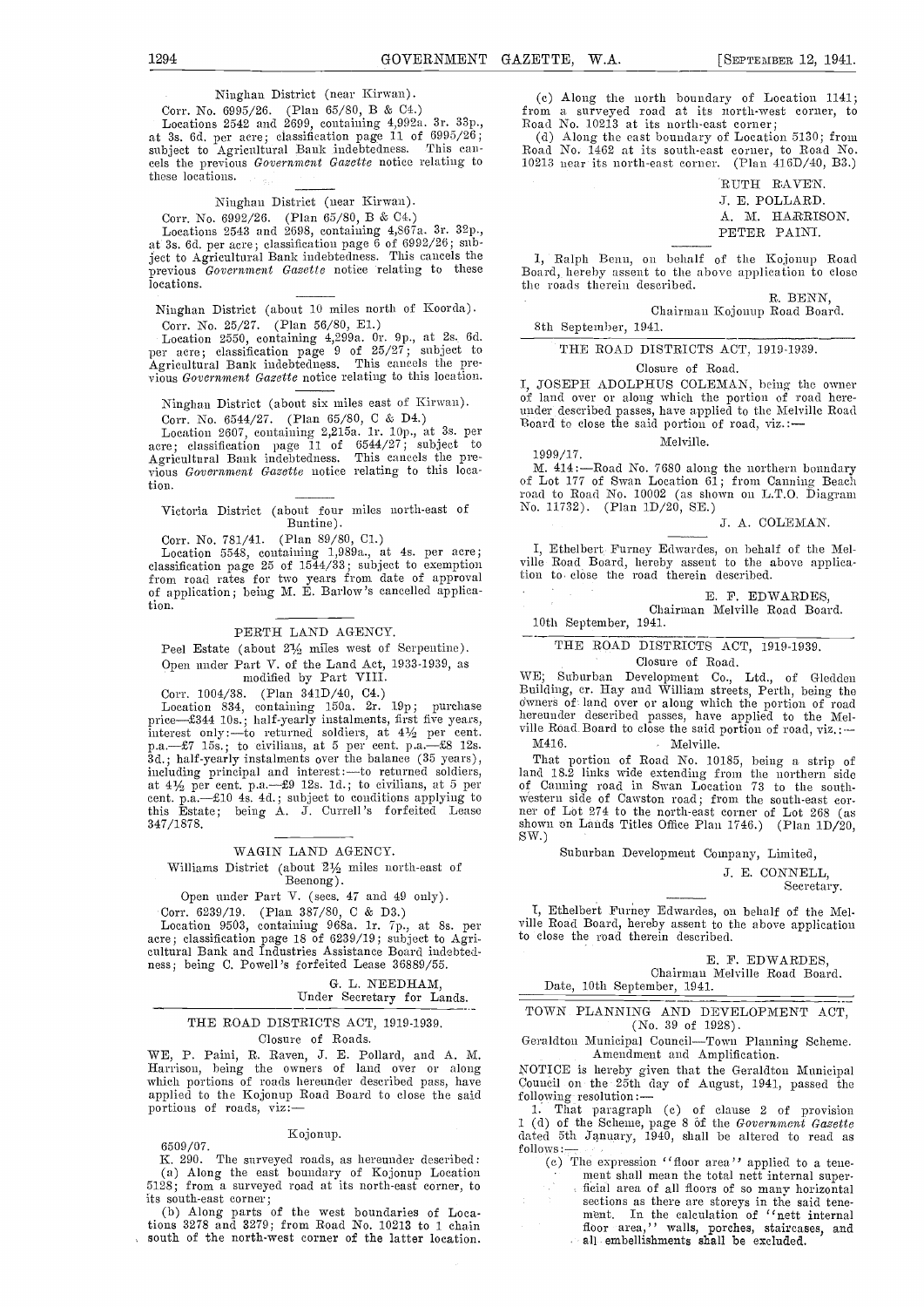Ninghan District (near Kirwan).

Corr. No. 6995/26. (Plan 65/80, B & C4.)

Locations 2542 and 2699, containing 4,992a. 3r. 33p., at 3s. 6d. per acre; classification page 11 of 6995/26; subject to Agricultural Bank indebtedness. This cancels the previous *Government Gazette* notice relating to these locations.

Ninghan District (near Kirwan).

Corr. No. 6992/26. (Plan 65/80, B & C4.)

Locations 2543 and 2698, containing 4,867a. 3r. 32p., at 3s. 6d. per acre; classification page 6 of 6992/26; subject to Agricultural Bank indebtedness. This cancels the previous *Government Gazette* notice relating to these locations.

Ninghan District (about 10 miles north of Koorda).

Corr. No. 25/27. (Plan 56/80, E1.)

Location 2550, containing 4,299a. 0r. 9p., at 2s. 6d. per acre; classification page 9 of 25/27; subject to Agricultural Bank indebtedness. This cancels the previous *Government Gazette* notice relating to this location.

Ninghan District (about six miles east of Kirwan).

Corr. No. 6544/27. (Plan 65/80, C & D4.)

Location 2607, containing 2,215a. 1r. 10p., at 3s. per acre; classification page 11 of 6544/27; subject to Agricultural Bank indebtedness. This cancels the previous *Government Gazette* notice relating to this location.

Victoria District (about four miles north-east of Buntine).

Corr. No. 781/41. (Plan 89/80, C1.)

Location 5548, containing 1,989a., at 4s. per acre; classification page 25 of 1544/33; subject to exemption from road rates for two years from date of approval of application; being M. E. Barlow's cancelled application.

## PERTH LAND AGENCY.

Peel Estate (about 2½ miles west of Serpentine).

Open under Part V. of the Land Act, 1933-1939, as modified by Part VIII.

Corr. 1004/38. (Plan 341D/40, C4.)

Location 834, containing 150a. 2r. 19p; purchase price—£344 10s.; half-yearly instalments, first five years, interest only:—to returned soldiers, at 4½ per cent. p.a.—£7 15s.; to civilians, at 5 per cent. p.a.—£8 12s. 3d.; half-yearly instalments over the balance (35 years), including principal and interest:—to returned soldiers, at 4½ per cent. p.a.—£9 12s. 1d.; to civilians, at 5 per cent. p.a.—£10 4s. 4d.; subject to conditions applying to this Estate; being A. J. Currell's forfeited Lease 347/1878.

## WAGIN LAND AGENCY.

Williams District (about 2½ miles north-east of Beenong).

Open under Part V. (secs. 47 and 49 only).

Corr. 6239/19. (Plan 387/80, C & D3.)

Location 9503, containing 968a. 1r. 7p., at 8s. per acre; classification page 18 of 6239/19; subject to Agricultural Bank and Industries Assistance Board indebtedness; being C. Powell's forfeited Lease 36889/55.

G. L. NEEDHAM,
Under Secretary for Lands.

## THE ROAD DISTRICTS ACT, 1919-1939.

Closure of Roads.

WE, P. Paini, R. Raven, J. E. Pollard, and A. M. Harrison, being the owners of land over or along which portions of roads hereunder described pass, have applied to the Kojonup Road Board to close the said portions of roads, viz:—

Kojonup.

6509/07.

K. 290. The surveyed roads, as hereunder described:

(a) Along the east boundary of Kojonup Location 5128; from a surveyed road at its north-east corner, to its south-east corner;

(b) Along parts of the west boundaries of Locations 3278 and 3279; from Road No. 10213 to 1 chain south of the north-west corner of the latter location.

(c) Along the north boundary of Location 1141; from a surveyed road at its north-west corner, to Road No. 10213 at its north-east corner;

(d) Along the east boundary of Location 5130; from Road No. 1462 at its south-east corner, to Road No. 10213 near its north-east corner. (Plan 416D/40, B3.)

RUTH RAVEN.
J. E. POLLARD.
A. M. HARRISON.
PETER PAINI.

I, Ralph Benn, on behalf of the Kojonup Road Board, hereby assent to the above application to close the roads therein described.

R. BENN,
Chairman Kojonup Road Board.

8th September, 1941.

## THE ROAD DISTRICTS ACT, 1919-1939.

Closure of Road.

I, JOSEPH ADOLPHUS COLEMAN, being the owner of land over or along which the portion of road hereunder described passes, have applied to the Melville Road Board to close the said portion of road, viz.:—

Melville.

1999/17.

M. 414:—Road No. 7680 along the northern boundary of Lot 177 of Swan Location 61; from Canning Beach road to Road No. 10002 (as shown on L.T.O. Diagram No. 11732). (Plan 1D/20, SE.)

J. A. COLEMAN.

I, Ethelbert Furney Edwardes, on behalf of the Melville Road Board, hereby assent to the above application to close the road therein described.

E. F. EDWARDES,
Chairman Melville Road Board.

10th September, 1941.

## THE ROAD DISTRICTS ACT, 1919-1939.

Closure of Road.

WE, Suburban Development Co., Ltd., of Gledden Building, cr. Hay and William streets, Perth, being the owners of land over or along which the portion of road hereunder described passes, have applied to the Melville Road Board to close the said portion of road, viz.:—

M416. Melville.

That portion of Road No. 10185, being a strip of land 18.2 links wide extending from the northern side of Canning road in Swan Location 73 to the southwestern side of Cawston road; from the south-east corner of Lot 274 to the north-east corner of Lot 268 (as shown on Lands Titles Office Plan 1746.) (Plan 1D/20, SW.)

Suburban Development Company, Limited,

J. E. CONNELL,
Secretary.

I, Ethelbert Furney Edwardes, on behalf of the Melville Road Board, hereby assent to the above application to close the road therein described.

E. F. EDWARDES,
Chairman Melville Road Board.

Date, 10th September, 1941.

## TOWN PLANNING AND DEVELOPMENT ACT, (No. 39 of 1928).

Geraldton Municipal Council—Town Planning Scheme. Amendment and Amplification.

NOTICE is hereby given that the Geraldton Municipal Council on the 25th day of August, 1941, passed the following resolution:—

1. That paragraph (c) of clause 2 of provision 1 (d) of the Scheme, page 8 of the *Government Gazette* dated 5th January, 1940, shall be altered to read as follows:—

(c) The expression "floor area" applied to a tenement shall mean the total nett internal superficial area of all floors of so many horizontal sections as there are storeys in the said tenement. In the calculation of "nett internal floor area," walls, porches, staircases, and all embellishments shall be excluded.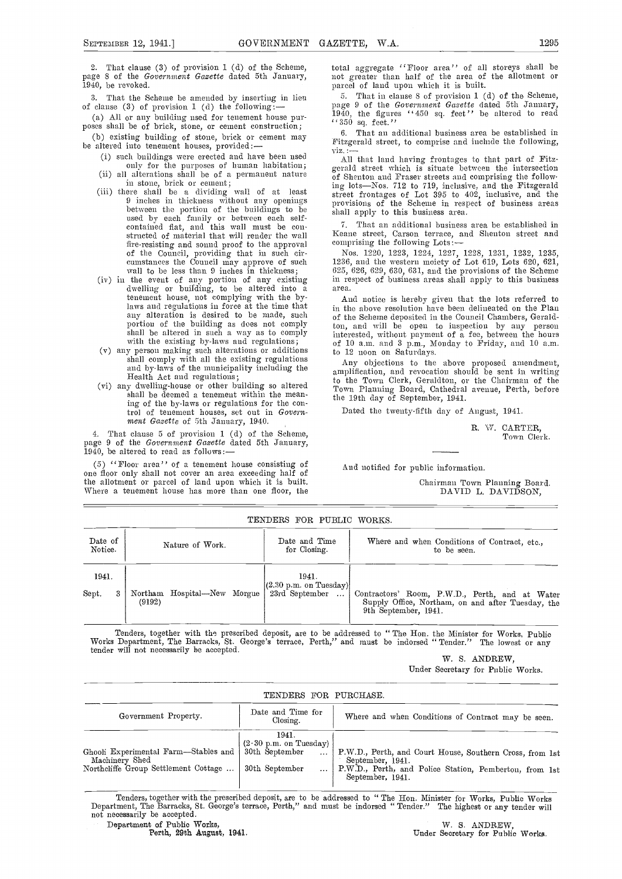2. That clause (3) of provision 1 (d) of the Scheme, page 8 of the *Government Gazette* dated 5th January, 1940, be revoked.

3. That the Scheme be amended by inserting in lieu of clause (3) of provision 1 (d) the following:—

(a) All or any building used for tenement house purposes shall be of brick, stone, or cement construction;

(b) existing building of stone, brick or cement may be altered into tenement houses, provided:—

- (i) such buildings were erected and have been used only for the purposes of human habitation;
- (ii) all alterations shall be of a permanent nature in stone, brick or cement;
- (iii) there shall be a dividing wall of at least 9 inches in thickness without any openings between the portion of the buildings to be used by each family or between each self-contained flat, and this wall must be constructed of material that will render the wall fire-resisting and sound proof to the approval of the Council, providing that in such circumstances the Council may approve of such wall to be less than 9 inches in thickness;
- (iv) in the event of any portion of any existing dwelling or building, to be altered into a tenement house, not complying with the by-laws and regulations in force at the time that any alteration is desired to be made, such portion of the building as does not comply shall be altered in such a way as to comply with the existing by-laws and regulations;
- (v) any person making such alterations or additions shall comply with all the existing regulations and by-laws of the municipality including the Health Act and regulations;
- (vi) any dwelling-house or other building so altered shall be deemed a tenement within the meaning of the by-laws or regulations for the control of tenement houses, set out in *Government Gazette* of 5th January, 1940.

4. That clause 5 of provision 1 (d) of the Scheme, page 9 of the *Government Gazette* dated 5th January, 1940, be altered to read as follows:—

(5) "Floor area" of a tenement house consisting of one floor only shall not cover an area exceeding half of the allotment or parcel of land upon which it is built. Where a tenement house has more than one floor, the total aggregate "Floor area" of all storeys shall be not greater than half of the area of the allotment or parcel of land upon which it is built.

5. That in clause 8 of provision 1 (d) of the Scheme, page 9 of the *Government Gazette* dated 5th January, 1940, the figures "450 sq. feet" be altered to read "350 sq. feet."

6. That an additional business area be established in Fitzgerald street, to comprise and include the following, viz.:—

All that land having frontages to that part of Fitzgerald street which is situate between the intersection of Shenton and Fraser streets and comprising the following lots—Nos. 712 to 719, inclusive, and the Fitzgerald street frontages of Lot 395 to 402, inclusive, and the provisions of the Scheme in respect of business areas shall apply to this business area.

7. That an additional business area be established in Keane street, Carson terrace, and Shenton street and comprising the following Lots:—

Nos. 1220, 1223, 1224, 1227, 1228, 1231, 1232, 1235, 1236, and the western moiety of Lot 619, Lots 620, 621, 625, 626, 629, 630, 631, and the provisions of the Scheme in respect of business areas shall apply to this business area.

And notice is hereby given that the lots referred to in the above resolution have been delineated on the Plan of the Scheme deposited in the Council Chambers, Geraldton, and will be open to inspection by any person interested, without payment of a fee, between the hours of 10 a.m. and 3 p.m., Monday to Friday, and 10 a.m. to 12 noon on Saturdays.

Any objections to the above proposed amendment, amplification, and revocation should be sent in writing to the Town Clerk, Geraldton, or the Chairman of the Town Planning Board, Cathedral avenue, Perth, before the 19th day of September, 1941.

Dated the twenty-fifth day of August, 1941.

R. W. CARTER,
Town Clerk.

And notified for public information.

Chairman Town Planning Board.
DAVID L. DAVIDSON,

## TENDERS FOR PUBLIC WORKS.

| Date of Notice. | Nature of Work. | Date and Time for Closing. | Where and when Conditions of Contract, etc., to be seen. |
|---|---|---|---|
| 1941. | | 1941. (2.30 p.m. on Tuesday) | |
| Sept. 3 | Northam Hospital—New Morgue (9192) | 23rd September ... | Contractors' Room, P.W.D., Perth, and at Water Supply Office, Northam, on and after Tuesday, the 9th September, 1941. |

Tenders, together with the prescribed deposit, are to be addressed to "The Hon. the Minister for Works, Public Works Department, The Barracks, St. George's terrace, Perth," and must be indorsed "Tender." The lowest or any tender will not necessarily be accepted.

W. S. ANDREW,
Under Secretary for Public Works.

## TENDERS FOR PURCHASE.

| Government Property. | Date and Time for Closing. | Where and when Conditions of Contract may be seen. |
|---|---|---|
| | 1941. (2·30 p.m. on Tuesday) | |
| Ghooli Experimental Farm—Stables and Machinery Shed | 30th September ... | P.W.D., Perth, and Court House, Southern Cross, from 1st September, 1941. |
| Northcliffe Group Settlement Cottage ... | 30th September ... | P.W.D., Perth, and Police Station, Pemberton, from 1st September, 1941. |

Tenders, together with the prescribed deposit, are to be addressed to "The Hon. Minister for Works, Public Works Department, The Barracks, St. George's terrace, Perth," and must be indorsed "Tender." The highest or any tender will not necessarily be accepted.

Department of Public Works,
Perth, 29th August, 1941.

W. S. ANDREW,
Under Secretary for Public Works.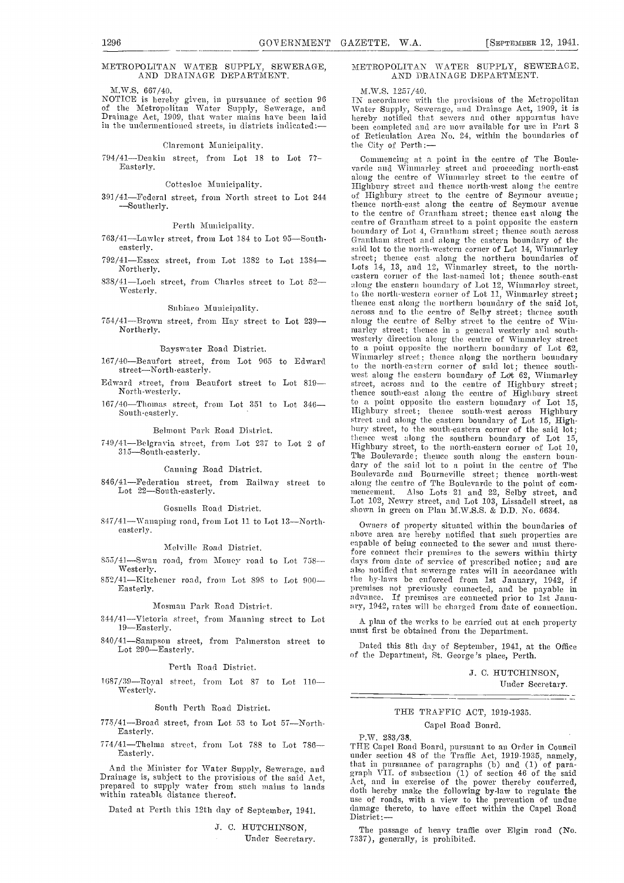## METROPOLITAN WATER SUPPLY, SEWERAGE, AND DRAINAGE DEPARTMENT.

M.W.S. 667/40.

NOTICE is hereby given, in pursuance of section 96 of the Metropolitan Water Supply, Sewerage, and Drainage Act, 1909, that water mains have been laid in the undermentioned streets, in districts indicated:—

### Claremont Municipality.

794/41—Deakin street, from Lot 18 to Lot 77—Easterly.

### Cottesloe Municipality.

391/41—Federal street, from North street to Lot 244—Southerly.

### Perth Municipality.

763/41—Lawler street, from Lot 184 to Lot 95—South-easterly.

792/41—Essex street, from Lot 1382 to Lot 1384—Northerly.

838/41—Loch street, from Charles street to Lot 52—Westerly.

### Subiaco Municipality.

754/41—Brown street, from Hay street to Lot 239—Northerly.

### Bayswater Road District.

167/40—Beaufort street, from Lot 965 to Edward street—North-easterly.

Edward street, from Beaufort street to Lot 819—North-westerly.

167/40—Thomas street, from Lot 351 to Lot 346—South-easterly.

### Belmont Park Road District.

749/41—Belgravia street, from Lot 237 to Lot 2 of 315—South-easterly.

### Canning Road District.

846/41—Federation street, from Railway street to Lot 22—South-easterly.

### Gosnells Road District.

847/41—Wanaping road, from Lot 11 to Lot 13—North-easterly.

### Melville Road District.

853/41—Swan road, from Money road to Lot 758—Westerly.

852/41—Kitchener road, from Lot 898 to Lot 900—Easterly.

### Mosman Park Road District.

344/41—Victoria street, from Manning street to Lot 19—Easterly.

840/41—Sampson street, from Palmerston street to Lot 290—Easterly.

### Perth Road District.

1687/39—Royal street, from Lot 87 to Lot 110—Westerly.

### South Perth Road District.

775/41—Broad street, from Lot 53 to Lot 57—North-Easterly.

774/41—Thelma street, from Lot 788 to Lot 786—Easterly.

And the Minister for Water Supply, Sewerage, and Drainage is, subject to the provisions of the said Act, prepared to supply water from such mains to lands within rateable distance thereof.

Dated at Perth this 12th day of September, 1941.

J. C. HUTCHINSON,
Under Secretary.

## METROPOLITAN WATER SUPPLY, SEWERAGE, AND DRAINAGE DEPARTMENT.

M.W.S. 1257/40.

IN accordance with the provisions of the Metropolitan Water Supply, Sewerage, and Drainage Act, 1909, it is hereby notified that sewers and other apparatus have been completed and are now available for use in Part 3 of Reticulation Area No. 24, within the boundaries of the City of Perth:—

Commencing at a point in the centre of The Boulevarde and Winmarley street and proceeding north-east along the centre of Winmarley street to the centre of Highbury street and thence north-west along the centre of Highbury street to the centre of Seymour avenue; thence north-east along the centre of Seymour avenue to the centre of Grantham street; thence east along the centre of Grantham street to a point opposite the eastern boundary of Lot 4, Grantham street; thence south across Grantham street and along the eastern boundary of the said lot to the north-western corner of Lot 14, Winmarley street; thence east along the northern boundaries of Lots 14, 13, and 12, Winmarley street, to the north-eastern corner of the last-named lot; thence south-east along the eastern boundary of Lot 12, Winmarley street, to the north-western corner of Lot 11, Winmarley street; thence east along the northern boundary of the said lot, across and to the centre of Selby street; thence south along the centre of Selby street to the centre of Winmarley street; thence in a general westerly and south-westerly direction along the centre of Winmarley street to a point opposite the northern boundary of Lot 62, Winmarley street; thence along the northern boundary to the north-eastern corner of said lot; thence south-west along the eastern boundary of Lot 62, Winmarley street, across and to the centre of Highbury street; thence south-east along the centre of Highbury street to a point opposite the eastern boundary of Lot 15, Highbury street; thence south-west across Highbury street and along the eastern boundary of Lot 15, Highbury street, to the south-eastern corner of the said lot; thence west along the southern boundary of Lot 15, Highbury street, to the north-eastern corner of Lot 10, The Boulevarde; thence south along the eastern boundary of the said lot to a point in the centre of The Boulevarde and Bourneville street; thence north-west along the centre of The Boulevarde to the point of commencement. Also Lots 21 and 22, Selby street, and Lot 102, Newry street, and Lot 103, Lissadell street, as shown in green on Plan M.W.S.S. & D.D. No. 6634.

Owners of property situated within the boundaries of above area are hereby notified that such properties are capable of being connected to the sewer and must therefore connect their premises to the sewers within thirty days from date of service of prescribed notice; and are also notified that sewerage rates will in accordance with the by-laws be enforced from 1st January, 1942, if premises not previously connected, and be payable in advance. If premises are connected prior to 1st January, 1942, rates will be charged from date of connection.

A plan of the works to be carried out at each property must first be obtained from the Department.

Dated this 8th day of September, 1941, at the Office of the Department, St. George's place, Perth.

J. C. HUTCHINSON,
Under Secretary.

## THE TRAFFIC ACT, 1919-1935.

### Capel Road Board.

P.W. 283/38.

THE Capel Road Board, pursuant to an Order in Council under section 48 of the Traffic Act, 1919-1935, namely, that in pursuance of paragraphs (b) and (1) of paragraph VII. of subsection (1) of section 46 of the said Act, and in exercise of the power thereby conferred, doth hereby make the following by-law to regulate the use of roads, with a view to the prevention of undue damage thereto, to have effect within the Capel Road District:—

The passage of heavy traffic over Elgin road (No. 7337), generally, is prohibited.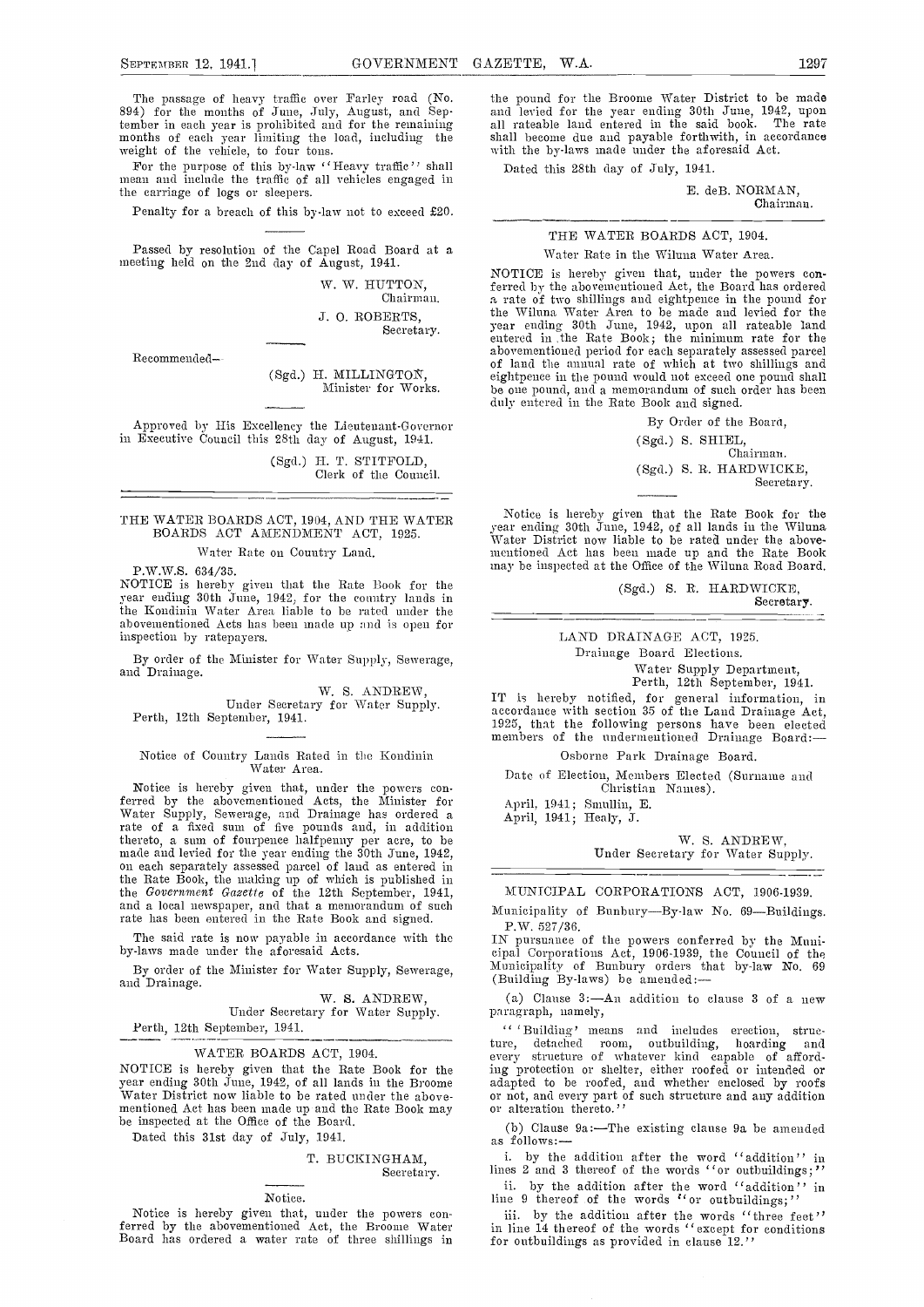The passage of heavy traffic over Farley road (No. 894) for the months of June, July, August, and September in each year is prohibited and for the remaining months of each year limiting the load, including the weight of the vehicle, to four tons.

For the purpose of this by-law "Heavy traffic" shall mean and include the traffic of all vehicles engaged in the carriage of logs or sleepers.

Penalty for a breach of this by-law not to exceed £20.

---

Passed by resolution of the Capel Road Board at a meeting held on the 2nd day of August, 1941.

W. W. HUTTON,
Chairman.

J. O. ROBERTS,
Secretary.

---

Recommended—

(Sgd.) H. MILLINGTON,
Minister for Works.

---

Approved by His Excellency the Lieutenant-Governor in Executive Council this 28th day of August, 1941.

(Sgd.) H. T. STITFOLD,
Clerk of the Council.

---

## THE WATER BOARDS ACT, 1904, AND THE WATER BOARDS ACT AMENDMENT ACT, 1925.

Water Rate on Country Land.

P.W.W.S. 634/35.

NOTICE is hereby given that the Rate Book for the year ending 30th June, 1942, for the country lands in the Kondinin Water Area liable to be rated under the abovementioned Acts has been made up and is open for inspection by ratepayers.

By order of the Minister for Water Supply, Sewerage, and Drainage.

W. S. ANDREW,
Under Secretary for Water Supply.

Perth, 12th September, 1941.

---

Notice of Country Lands Rated in the Kondinin Water Area.

Notice is hereby given that, under the powers conferred by the abovementioned Acts, the Minister for Water Supply, Sewerage, and Drainage has ordered a rate of a fixed sum of five pounds and, in addition thereto, a sum of fourpence halfpenny per acre, to be made and levied for the year ending the 30th June, 1942, on each separately assessed parcel of land as entered in the Rate Book, the making up of which is published in the *Government Gazette* of the 12th September, 1941, and a local newspaper, and that a memorandum of such rate has been entered in the Rate Book and signed.

The said rate is now payable in accordance with the by-laws made under the aforesaid Acts.

By order of the Minister for Water Supply, Sewerage, and Drainage.

W. S. ANDREW,
Under Secretary for Water Supply.

Perth, 12th September, 1941.

---

## WATER BOARDS ACT, 1904.

NOTICE is hereby given that the Rate Book for the year ending 30th June, 1942, of all lands in the Broome Water District now liable to be rated under the abovementioned Act has been made up and the Rate Book may be inspected at the Office of the Board.

Dated this 31st day of July, 1941.

T. BUCKINGHAM,
Secretary.

---

Notice.

Notice is hereby given that, under the powers conferred by the abovementioned Act, the Broome Water Board has ordered a water rate of three shillings in the pound for the Broome Water District to be made and levied for the year ending 30th June, 1942, upon all rateable land entered in the said book. The rate shall become due and payable forthwith, in accordance with the by-laws made under the aforesaid Act.

Dated this 28th day of July, 1941.

E. deB. NORMAN,
Chairman.

---

## THE WATER BOARDS ACT, 1904.

Water Rate in the Wiluna Water Area.

NOTICE is hereby given that, under the powers conferred by the abovementioned Act, the Board has ordered a rate of two shillings and eightpence in the pound for the Wiluna Water Area to be made and levied for the year ending 30th June, 1942, upon all rateable land entered in the Rate Book; the minimum rate for the abovementioned period for each separately assessed parcel of land the annual rate of which at two shillings and eightpence in the pound would not exceed one pound shall be one pound, and a memorandum of such order has been duly entered in the Rate Book and signed.

By Order of the Board,

(Sgd.) S. SHIEL,
Chairman.

(Sgd.) S. R. HARDWICKE,
Secretary.

---

Notice is hereby given that the Rate Book for the year ending 30th June, 1942, of all lands in the Wiluna Water District now liable to be rated under the abovementioned Act has been made up and the Rate Book may be inspected at the Office of the Wiluna Road Board.

(Sgd.) S. R. HARDWICKE,
Secretary.

---

## LAND DRAINAGE ACT, 1925.

Drainage Board Elections.

Water Supply Department,
Perth, 12th September, 1941.

IT is hereby notified, for general information, in accordance with section 35 of the Land Drainage Act, 1925, that the following persons have been elected members of the undermentioned Drainage Board:—

Osborne Park Drainage Board.

Date of Election, Members Elected (Surname and Christian Names).

April, 1941; Smullin, E.
April, 1941; Healy, J.

W. S. ANDREW,
Under Secretary for Water Supply.

---

## MUNICIPAL CORPORATIONS ACT, 1906-1939.

Municipality of Bunbury—By-law No. 69—Buildings.

P.W. 527/36.

IN pursuance of the powers conferred by the Municipal Corporations Act, 1906-1939, the Council of the Municipality of Bunbury orders that by-law No. 69 (Building By-laws) be amended:—

(a) Clause 3:—An addition to clause 3 of a new paragraph, namely,

"'Building' means and includes erection, structure, detached room, outbuilding, hoarding and every structure of whatever kind capable of affording protection or shelter, either roofed or intended or adapted to be roofed, and whether enclosed by roofs or not, and every part of such structure and any addition or alteration thereto."

(b) Clause 9a:—The existing clause 9a be amended as follows:—

i. by the addition after the word "addition" in lines 2 and 3 thereof of the words "or outbuildings;"

ii. by the addition after the word "addition" in line 9 thereof of the words "or outbuildings;"

iii. by the addition after the words "three feet" in line 14 thereof of the words "except for conditions for outbuildings as provided in clause 12."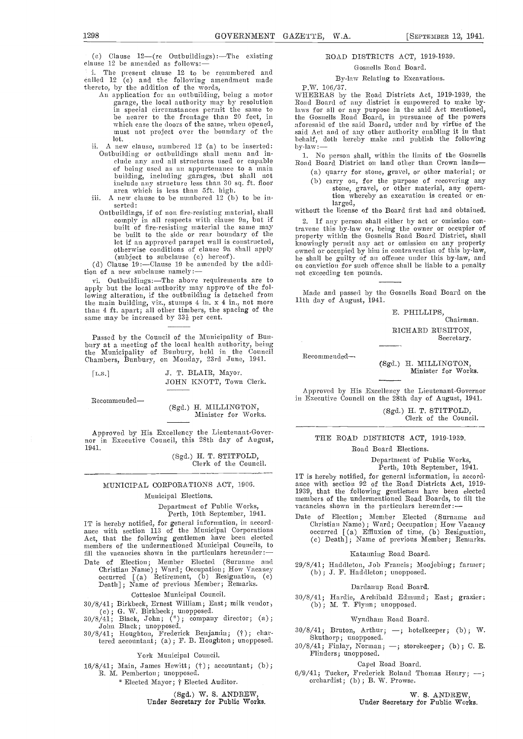(c) Clause 12—(re Outbuildings):—The existing clause 12 be amended as follows:—

i. The present clause 12 to be renumbered and called 12 (c) and the following amendment made thereto, by the addition of the words,

An application for an outbuilding, being a motor garage, the local authority may by resolution in special circumstances permit the same to be nearer to the frontage than 20 feet, in which case the doors of the same, when opened, must not project over the boundary of the lot.

ii. A new clause, numbered 12 (a) to be inserted:

Outbuilding or outbuildings shall mean and include any and all structures used or capable of being used as an appurtenance to a main building, including garages, but shall not include any structure less than 30 sq. ft. floor area which is less than 5ft. high.

iii. A new clause to be numbered 12 (b) to be inserted:

Outbuildings, if of non fire-resisting material, shall comply in all respects with clause 9a, but if built of fire-resisting material the same may be built to the side or rear boundary of the lot if an approved parapet wall is constructed, otherwise conditions of clause 9a shall apply (subject to subclause (c) hereof).

(d) Clause 19:—Clause 19 be amended by the addition of a new subclause namely:—

vi. Outbuildings:—The above requirements are to apply but the local authority may approve of the following alteration, if the outbuilding is detached from the main building, viz., stumps 4 in. x 4 in., not more than 4 ft. apart; all other timbers, the spacing of the same may be increased by 33⅓ per cent.

Passed by the Council of the Municipality of Bunbury at a meeting of the local health authority, being the Municipality of Bunbury, held in the Council Chambers, Bunbury, on Monday, 23rd June, 1941.

[L.S.] J. T. BLAIR, Mayor.
JOHN KNOTT, Town Clerk.

Recommended—

(Sgd.) H. MILLINGTON,
Minister for Works.

Approved by His Excellency the Lieutenant-Governor in Executive Council, this 28th day of August, 1941.

(Sgd.) H. T. STITFOLD,
Clerk of the Council.

## MUNICIPAL CORPORATIONS ACT, 1906.

### Municipal Elections.

Department of Public Works,
Perth, 10th September, 1941.

IT is hereby notified, for general information, in accordance with section 113 of the Municipal Corporations Act, that the following gentlemen have been elected members of the undermentioned Municipal Councils, to fill the vacancies shown in the particulars hereunder:—

Date of Election; Member Elected (Surname and Christian Name); Ward; Occupation; How Vacancy occurred [(a) Retirement, (b) Resignation, (c) Death]; Name of previous Member; Remarks.

#### Cottesloe Municipal Council.

30/8/41; Birkbeck, Ernest William; East; milk vendor; (c); G. W. Birkbeck; unopposed.
30/8/41; Black, John; (*); company director; (a); John Black; unopposed.
30/8/41; Houghton, Frederick Benjamin; (†); chartered accountant; (a); F. B. Houghton; unopposed.

#### York Municipal Council.

16/8/41; Main, James Hewitt; (†); accountant; (b); R. M. Pemberton; unopposed.

\* Elected Mayor; † Elected Auditor.

(Sgd.) W. S. ANDREW,
Under Secretary for Public Works.

## ROAD DISTRICTS ACT, 1919-1939.

### Gosnells Road Board.

### By-law Relating to Excavations.

P.W. 106/37.

WHEREAS by the Road Districts Act, 1919-1939, the Road Board of any district is empowered to make by-laws for all or any purpose in the said Act mentioned, the Gosnells Road Board, in pursuance of the powers aforesaid of the said Board, under and by virtue of the said Act and of any other authority enabling it in that behalf, doth hereby make and publish the following by-law:—

1. No person shall, within the limits of the Gosnells Road Board District on land other than Crown lands—
   (a) quarry for stone, gravel, or other material; or
   (b) carry on, for the purpose of recovering any stone, gravel, or other material, any operation whereby an excavation is created or enlarged,

without the license of the Board first had and obtained.

2. If any person shall either by act or omission contravene this by-law or, being the owner or occupier of property within the Gosnells Road Board District, shall knowingly permit any act or omission on any property owned or occupied by him in contravention of this by-law, he shall be guilty of an offence under this by-law, and on conviction for such offence shall be liable to a penalty not exceeding ten pounds.

Made and passed by the Gosnells Road Board on the 11th day of August, 1941.

E. PHILLIPS,
Chairman.
RICHARD RUSHTON,
Secretary.

Recommended—

(Sgd.) H. MILLINGTON,
Minister for Works.

Approved by His Excellency the Lieutenant-Governor in Executive Council on the 28th day of August, 1941.

(Sgd.) H. T. STITFOLD,
Clerk of the Council.

## THE ROAD DISTRICTS ACT, 1919-1939.

### Road Board Elections.

Department of Public Works,
Perth, 10th September, 1941.

IT is hereby notified, for general information, in accordance with section 92 of the Road Districts Act, 1919-1939, that the following gentlemen have been elected members of the undermentioned Road Boards, to fill the vacancies shown in the particulars hereunder:—

Date of Election; Member Elected (Surname and Christian Name); Ward; Occupation; How Vacancy occurred [(a) Effluxion of time, (b) Resignation, (c) Death]; Name of previous Member; Remarks.

#### Katanning Road Board.

29/8/41; Haddleton, Job Francis; Moojebing; farmer; (b); J. F. Haddleton; unopposed.

#### Dardanup Road Board.

30/8/41; Hardie, Archibald Edmund; East; grazier; (b); M. T. Flynn; unopposed.

#### Wyndham Road Board.

30/8/41; Bruton, Arthur; —; hotelkeeper; (b); W. Skuthorp; unopposed.
30/8/41; Finlay, Norman; —; storekeeper; (b); C. E. Flinders; unopposed.

#### Capel Road Board.

6/9/41; Tucker, Frederick Roland Thomas Henry; —; orchardist; (b); B. W. Prowse.

W. S. ANDREW,
Under Secretary for Public Works.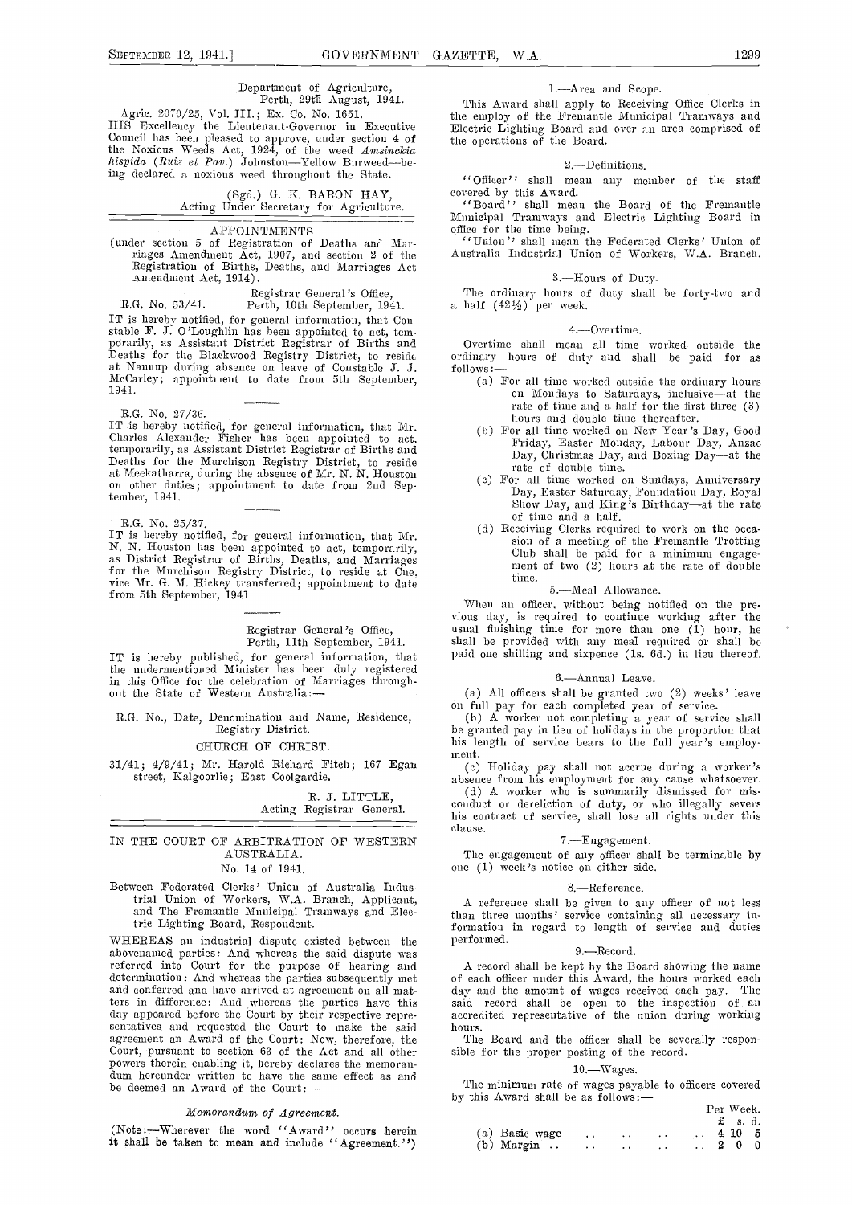Department of Agriculture,
Perth, 29th August, 1941.

Agric. 2070/25, Vol. III.; Ex. Co. No. 1651.

HIS Excellency the Lieutenant-Governor in Executive Council has been pleased to approve, under section 4 of the Noxious Weeds Act, 1924, of the weed *Amsinckia hispida* (*Ruiz et Pav.*) Johnston—Yellow Burweed—being declared a noxious weed throughout the State.

(Sgd.) G. K. BARON HAY,
Acting Under Secretary for Agriculture.

---

## APPOINTMENTS

(under section 5 of Registration of Deaths and Marriages Amendment Act, 1907, and section 2 of the Registration of Births, Deaths, and Marriages Act Amendment Act, 1914).

Registrar General's Office,
R.G. No. 53/41. Perth, 10th September, 1941.

IT is hereby notified, for general information, that Constable F. J. O'Loughlin has been appointed to act, temporarily, as Assistant District Registrar of Births and Deaths for the Blackwood Registry District, to reside at Nannup during absence on leave of Constable J. J. McCarley; appointment to date from 5th September, 1941.

R.G. No. 27/36.

IT is hereby notified, for general information, that Mr. Charles Alexander Fisher has been appointed to act, temporarily, as Assistant District Registrar of Births and Deaths for the Murchison Registry District, to reside at Meekatharra, during the absence of Mr. N. N. Houston on other duties; appointment to date from 2nd September, 1941.

R.G. No. 25/37.

IT is hereby notified, for general information, that Mr. N. N. Houston has been appointed to act, temporarily, as District Registrar of Births, Deaths, and Marriages for the Murchison Registry District, to reside at Cue, vice Mr. G. M. Hickey transferred; appointment to date from 5th September, 1941.

Registrar General's Office,
Perth, 11th September, 1941.

IT is hereby published, for general information, that the undermentioned Minister has been duly registered in this Office for the celebration of Marriages throughout the State of Western Australia:—

R.G. No., Date, Denomination and Name, Residence, Registry District.

CHURCH OF CHRIST.

31/41; 4/9/41; Mr. Harold Richard Fitch; 167 Egan street, Kalgoorlie; East Coolgardie.

R. J. LITTLE,
Acting Registrar General.

---

## IN THE COURT OF ARBITRATION OF WESTERN AUSTRALIA.

No. 14 of 1941.

Between Federated Clerks' Union of Australia Industrial Union of Workers, W.A. Branch, Applicant, and The Fremantle Municipal Tramways and Electric Lighting Board, Respondent.

WHEREAS an industrial dispute existed between the abovenamed parties: And whereas the said dispute was referred into Court for the purpose of hearing and determination: And whereas the parties subsequently met and conferred and have arrived at agreement on all matters in difference: And whereas the parties have this day appeared before the Court by their respective representatives and requested the Court to make the said agreement an Award of the Court: Now, therefore, the Court, pursuant to section 63 of the Act and all other powers therein enabling it, hereby declares the memorandum hereunder written to have the same effect as and be deemed an Award of the Court:—

### *Memorandum of Agreement.*

(Note:—Wherever the word "Award" occurs herein it shall be taken to mean and include "Agreement.")

#### 1.—Area and Scope.

This Award shall apply to Receiving Office Clerks in the employ of the Fremantle Municipal Tramways and Electric Lighting Board and over an area comprised of the operations of the Board.

#### 2.—Definitions.

"Officer" shall mean any member of the staff covered by this Award.

"Board" shall mean the Board of the Fremantle Municipal Tramways and Electric Lighting Board in office for the time being.

"Union" shall mean the Federated Clerks' Union of Australia Industrial Union of Workers, W.A. Branch.

#### 3.—Hours of Duty.

The ordinary hours of duty shall be forty-two and a half (42½) per week.

#### 4.—Overtime.

Overtime shall mean all time worked outside the ordinary hours of duty and shall be paid for as follows:—

(a) For all time worked outside the ordinary hours on Mondays to Saturdays, inclusive—at the rate of time and a half for the first three (3) hours and double time thereafter.

(b) For all time worked on New Year's Day, Good Friday, Easter Monday, Labour Day, Anzac Day, Christmas Day, and Boxing Day—at the rate of double time.

(c) For all time worked on Sundays, Anniversary Day, Easter Saturday, Foundation Day, Royal Show Day, and King's Birthday—at the rate of time and a half.

(d) Receiving Clerks required to work on the occasion of a meeting of the Fremantle Trotting Club shall be paid for a minimum engagement of two (2) hours at the rate of double time.

#### 5.—Meal Allowance.

When an officer, without being notified on the previous day, is required to continue working after the usual finishing time for more than one (1) hour, he shall be provided with any meal required or shall be paid one shilling and sixpence (1s. 6d.) in lieu thereof.

#### 6.—Annual Leave.

(a) All officers shall be granted two (2) weeks' leave on full pay for each completed year of service.

(b) A worker not completing a year of service shall be granted pay in lieu of holidays in the proportion that his length of service bears to the full year's employment.

(c) Holiday pay shall not accrue during a worker's absence from his employment for any cause whatsoever.

(d) A worker who is summarily dismissed for misconduct or dereliction of duty, or who illegally severs his contract of service, shall lose all rights under this clause.

#### 7.—Engagement.

The engagement of any officer shall be terminable by one (1) week's notice on either side.

#### 8.—Reference.

A reference shall be given to any officer of not less than three months' service containing all necessary information in regard to length of service and duties performed.

#### 9.—Record.

A record shall be kept by the Board showing the name of each officer under this Award, the hours worked each day and the amount of wages received each pay. The said record shall be open to the inspection of an accredited representative of the union during working hours.

The Board and the officer shall be severally responsible for the proper posting of the record.

#### 10.—Wages.

The minimum rate of wages payable to officers covered by this Award shall be as follows:—

| | Per Week. £ s. d. |
|---|---|
| (a) Basic wage .. .. .. .. | 4 10 5 |
| (b) Margin .. .. .. .. | 2 0 0 |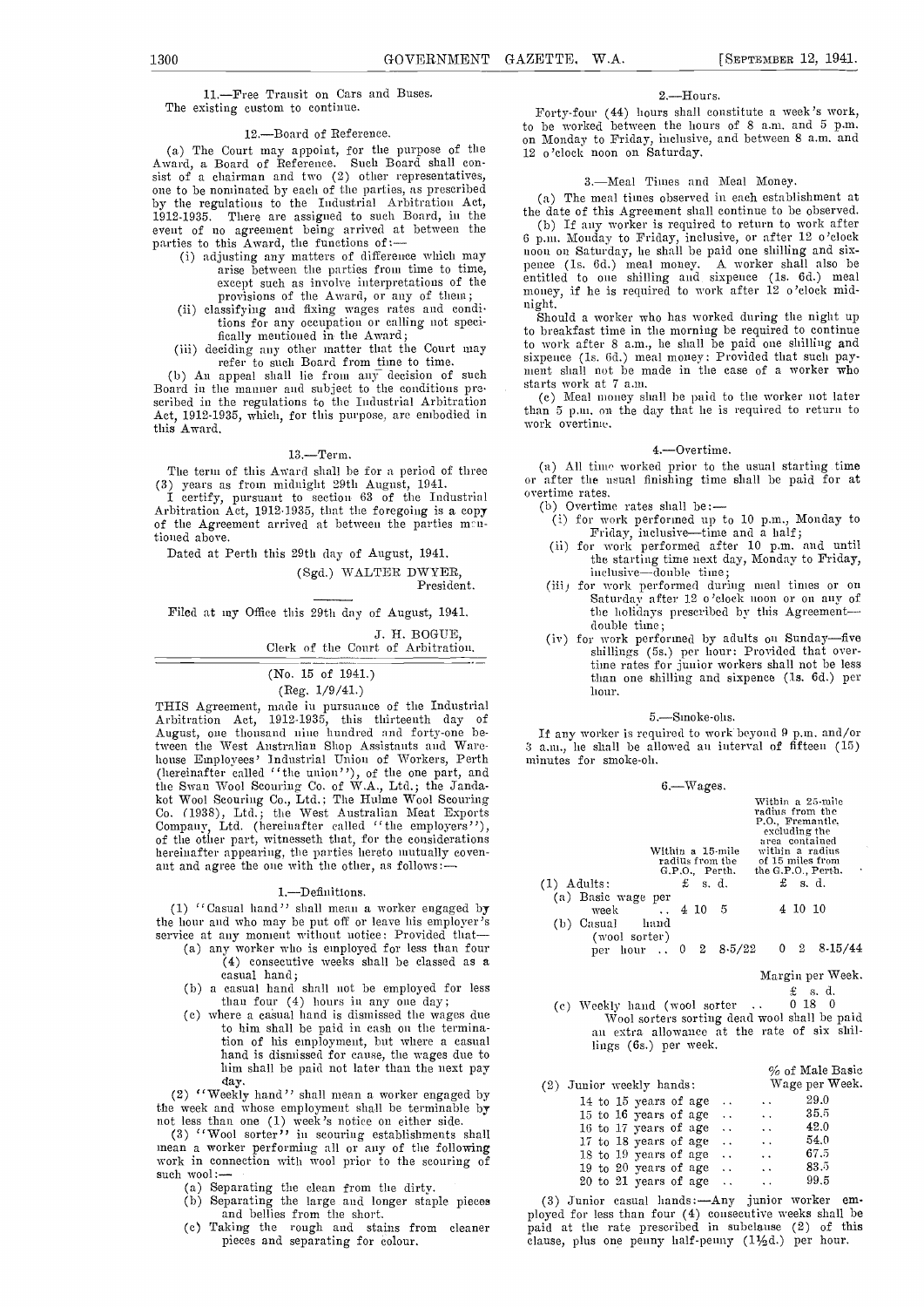11.—Free Transit on Cars and Buses.

The existing custom to continue.

12.—Board of Reference.

(a) The Court may appoint, for the purpose of the Award, a Board of Reference. Such Board shall consist of a chairman and two (2) other representatives, one to be nominated by each of the parties, as prescribed by the regulations to the Industrial Arbitration Act, 1912-1935. There are assigned to such Board, in the event of no agreement being arrived at between the parties to this Award, the functions of:—

(i) adjusting any matters of difference which may arise between the parties from time to time, except such as involve interpretations of the provisions of the Award, or any of them;

(ii) classifying and fixing wages rates and conditions for any occupation or calling not specifically mentioned in the Award;

(iii) deciding any other matter that the Court may refer to such Board from time to time.

(b) An appeal shall lie from any decision of such Board in the manner and subject to the conditions prescribed in the regulations to the Industrial Arbitration Act, 1912-1935, which, for this purpose, are embodied in this Award.

13.—Term.

The term of this Award shall be for a period of three (3) years as from midnight 29th August, 1941.

I certify, pursuant to section 63 of the Industrial Arbitration Act, 1912-1935, that the foregoing is a copy of the Agreement arrived at between the parties mentioned above.

Dated at Perth this 29th day of August, 1941.

(Sgd.) WALTER DWYER,
President.

Filed at my Office this 29th day of August, 1941.

J. H. BOGUE,
Clerk of the Court of Arbitration.

(No. 15 of 1941.)
(Reg. 1/9/41.)

THIS Agreement, made in pursuance of the Industrial Arbitration Act, 1912-1935, this thirteenth day of August, one thousand nine hundred and forty-one between the West Australian Shop Assistants and Warehouse Employees' Industrial Union of Workers, Perth (hereinafter called "the union"), of the one part, and the Swan Wool Scouring Co. of W.A., Ltd.; the Jandakot Wool Scouring Co., Ltd.; The Hulme Wool Scouring Co. (1938), Ltd.; the West Australian Meat Exports Company, Ltd. (hereinafter called "the employers"), of the other part, witnesseth that, for the considerations hereinafter appearing, the parties hereto mutually covenant and agree the one with the other, as follows:—

1.—Definitions.

(1) "Casual hand" shall mean a worker engaged by the hour and who may be put off or leave his employer's service at any moment without notice: Provided that—

(a) any worker who is employed for less than four (4) consecutive weeks shall be classed as a casual hand;

(b) a casual hand shall not be employed for less than four (4) hours in any one day;

(c) where a casual hand is dismissed the wages due to him shall be paid in cash on the termination of his employment, but where a casual hand is dismissed for cause, the wages due to him shall be paid not later than the next pay day.

(2) "Weekly hand" shall mean a worker engaged by the week and whose employment shall be terminable by not less than one (1) week's notice on either side.

(3) "Wool sorter" in scouring establishments shall mean a worker performing all or any of the following work in connection with wool prior to the scouring of such wool:—

(a) Separating the clean from the dirty.

(b) Separating the large and longer staple pieces and bellies from the short.

(c) Taking the rough and stains from cleaner pieces and separating for colour.

2.—Hours.

Forty-four (44) hours shall constitute a week's work, to be worked between the hours of 8 a.m. and 5 p.m. on Monday to Friday, inclusive, and between 8 a.m. and 12 o'clock noon on Saturday.

3.—Meal Times and Meal Money.

(a) The meal times observed in each establishment at the date of this Agreement shall continue to be observed.

(b) If any worker is required to return to work after 6 p.m. Monday to Friday, inclusive, or after 12 o'clock noon on Saturday, he shall be paid one shilling and sixpence (1s. 6d.) meal money. A worker shall also be entitled to one shilling and sixpence (1s. 6d.) meal money, if he is required to work after 12 o'clock midnight.

Should a worker who has worked during the night up to breakfast time in the morning be required to continue to work after 8 a.m., he shall be paid one shilling and sixpence (1s. 6d.) meal money: Provided that such payment shall not be made in the case of a worker who starts work at 7 a.m.

(c) Meal money shall be paid to the worker not later than 5 p.m. on the day that he is required to return to work overtime.

4.—Overtime.

(a) All time worked prior to the usual starting time or after the usual finishing time shall be paid for at overtime rates.

(b) Overtime rates shall be:—

(i) for work performed up to 10 p.m., Monday to Friday, inclusive—time and a half;

(ii) for work performed after 10 p.m. and until the starting time next day, Monday to Friday, inclusive—double time;

(iii) for work performed during meal times or on Saturday after 12 o'clock noon or on any of the holidays prescribed by this Agreement—double time;

(iv) for work performed by adults on Sunday—five shillings (5s.) per hour: Provided that overtime rates for junior workers shall not be less than one shilling and sixpence (1s. 6d.) per hour.

5.—Smoke-ohs.

If any worker is required to work beyond 9 p.m. and/or 3 a.m., he shall be allowed an interval of fifteen (15) minutes for smoke-oh.

6.—Wages.

| | Within a 15-mile radius from the G.P.O., Perth. | Within a 25-mile radius from the P.O., Fremantle, excluding the area contained within a radius of 15 miles from the G.P.O., Perth. |
|---|---|---|
| | £ s. d. | £ s. d. |
| (1) Adults: | | |
| (a) Basic wage per week | 4 10 5 | 4 10 10 |
| (b) Casual hand (wool sorter) per hour | 0 2 8-5/22 | 0 2 8-15/44 |

| | Margin per Week. |
|---|---|
| | £ s. d. |
| (c) Weekly hand (wool sorter | 0 18 0 |

Wool sorters sorting dead wool shall be paid an extra allowance at the rate of six shillings (6s.) per week.

| (2) Junior weekly hands: | % of Male Basic Wage per Week. |
|---|---|
| 14 to 15 years of age | 29.0 |
| 15 to 16 years of age | 35.5 |
| 16 to 17 years of age | 42.0 |
| 17 to 18 years of age | 54.0 |
| 18 to 19 years of age | 67.5 |
| 19 to 20 years of age | 83.5 |
| 20 to 21 years of age | 99.5 |

(3) Junior casual hands:—Any junior worker employed for less than four (4) consecutive weeks shall be paid at the rate prescribed in subclause (2) of this clause, plus one penny half-penny (1½d.) per hour.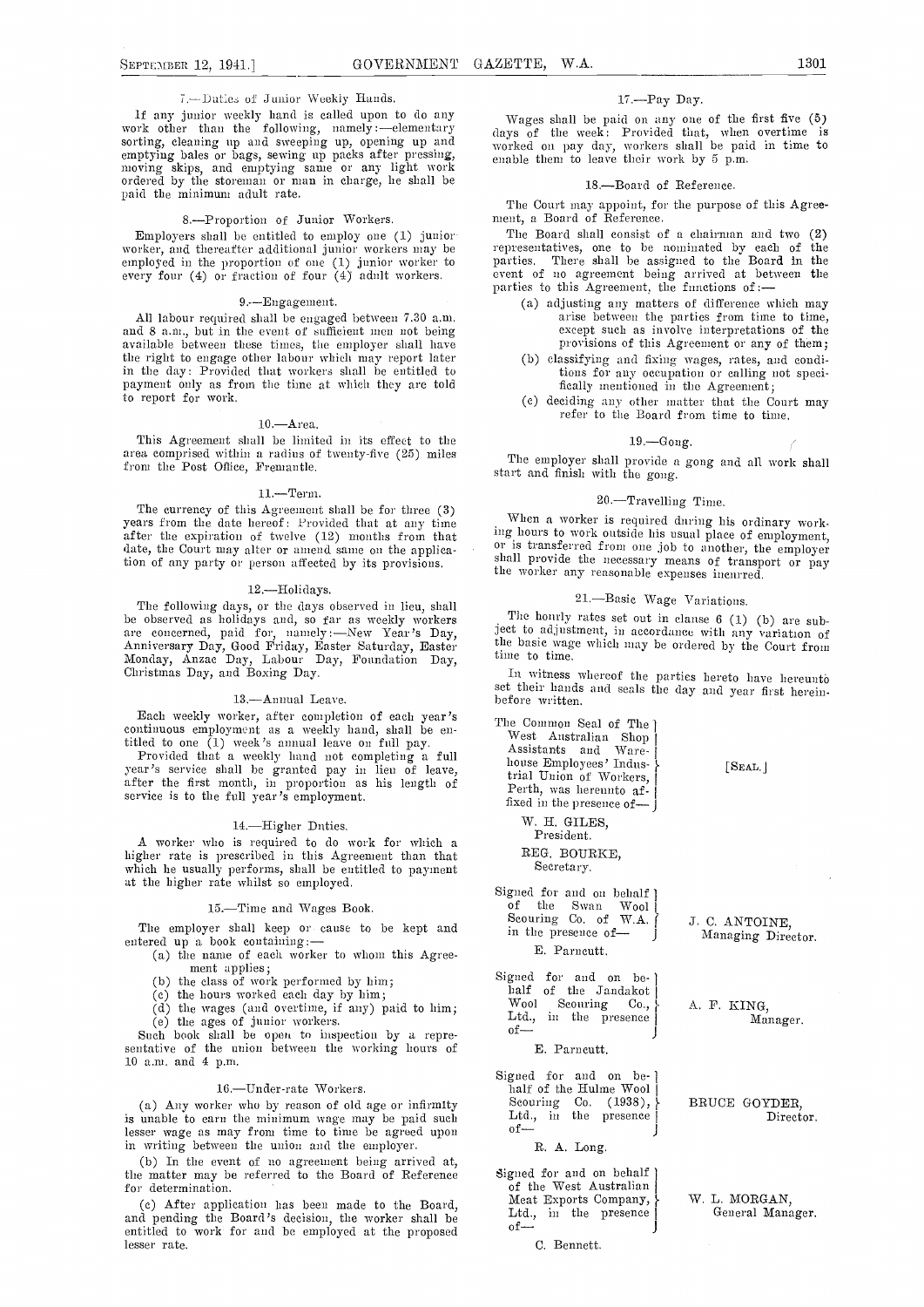### 7.—Duties of Junior Weekly Hands.

If any junior weekly hand is called upon to do any work other than the following, namely:—elementary sorting, cleaning up and sweeping up, opening up and emptying bales or bags, sewing up packs after pressing, moving skips, and emptying same or any light work ordered by the storeman or man in charge, he shall be paid the minimum adult rate.

### 8.—Proportion of Junior Workers.

Employers shall be entitled to employ one (1) junior worker, and thereafter additional junior workers may be employed in the proportion of one (1) junior worker to every four (4) or fraction of four (4) adult workers.

### 9.—Engagement.

All labour required shall be engaged between 7.30 a.m. and 8 a.m., but in the event of sufficient men not being available between these times, the employer shall have the right to engage other labour which may report later in the day: Provided that workers shall be entitled to payment only as from the time at which they are told to report for work.

### 10.—Area.

This Agreement shall be limited in its effect to the area comprised within a radius of twenty-five (25) miles from the Post Office, Fremantle.

### 11.—Term.

The currency of this Agreement shall be for three (3) years from the date hereof: Provided that at any time after the expiration of twelve (12) months from that date, the Court may alter or amend same on the application of any party or person affected by its provisions.

### 12.—Holidays.

The following days, or the days observed in lieu, shall be observed as holidays and, so far as weekly workers are concerned, paid for, namely:—New Year's Day, Anniversary Day, Good Friday, Easter Saturday, Easter Monday, Anzac Day, Labour Day, Foundation Day, Christmas Day, and Boxing Day.

### 13.—Annual Leave.

Each weekly worker, after completion of each year's continuous employment as a weekly hand, shall be entitled to one (1) week's annual leave on full pay.

Provided that a weekly hand not completing a full year's service shall be granted pay in lieu of leave, after the first month, in proportion as his length of service is to the full year's employment.

### 14.—Higher Duties.

A worker who is required to do work for which a higher rate is prescribed in this Agreement than that which he usually performs, shall be entitled to payment at the higher rate whilst so employed.

### 15.—Time and Wages Book.

The employer shall keep or cause to be kept and entered up a book containing:—

- (a) the name of each worker to whom this Agreement applies;
- (b) the class of work performed by him;
- (c) the hours worked each day by him;
- (d) the wages (and overtime, if any) paid to him;
- (e) the ages of junior workers.

Such book shall be open to inspection by a representative of the union between the working hours of 10 a.m. and 4 p.m.

### 16.—Under-rate Workers.

(a) Any worker who by reason of old age or infirmity is unable to earn the minimum wage may be paid such lesser wage as may from time to time be agreed upon in writing between the union and the employer.

(b) In the event of no agreement being arrived at, the matter may be referred to the Board of Reference for determination.

(c) After application has been made to the Board, and pending the Board's decision, the worker shall be entitled to work for and be employed at the proposed lesser rate.

### 17.—Pay Day.

Wages shall be paid on any one of the first five (5) days of the week: Provided that, when overtime is worked on pay day, workers shall be paid in time to enable them to leave their work by 5 p.m.

### 18.—Board of Reference.

The Court may appoint, for the purpose of this Agreement, a Board of Reference.

The Board shall consist of a chairman and two (2) representatives, one to be nominated by each of the parties. There shall be assigned to the Board in the event of no agreement being arrived at between the parties to this Agreement, the functions of:—

- (a) adjusting any matters of difference which may arise between the parties from time to time, except such as involve interpretations of the provisions of this Agreement or any of them;
- (b) classifying and fixing wages, rates, and conditions for any occupation or calling not specifically mentioned in the Agreement;
- (c) deciding any other matter that the Court may refer to the Board from time to time.

### 19.—Gong.

The employer shall provide a gong and all work shall start and finish with the gong.

### 20.—Travelling Time.

When a worker is required during his ordinary working hours to work outside his usual place of employment, or is transferred from one job to another, the employer shall provide the necessary means of transport or pay the worker any reasonable expenses incurred.

### 21.—Basic Wage Variations.

The hourly rates set out in clause 6 (1) (b) are subject to adjustment, in accordance with any variation of the basic wage which may be ordered by the Court from time to time.

In witness whereof the parties hereto have hereunto set their hands and seals the day and year first hereinbefore written.

The Common Seal of The West Australian Shop Assistants and Warehouse Employees' Industrial Union of Workers, Perth, was hereunto affixed in the presence of— [SEAL.]

W. H. GILES,
President.

REG. BOURKE,
Secretary.

Signed for and on behalf of the Swan Wool Scouring Co. of W.A. in the presence of— J. C. ANTOINE, Managing Director.

E. Parncutt.

Signed for and on behalf of the Jandakot Wool Scouring Co., Ltd., in the presence of— A. F. KING, Manager.

E. Parncutt.

Signed for and on behalf of the Hulme Wool Scouring Co. (1938), Ltd., in the presence of— BRUCE GOYDER, Director.

R. A. Long.

Signed for and on behalf of the West Australian Meat Exports Company, Ltd., in the presence of— W. L. MORGAN, General Manager.

C. Bennett.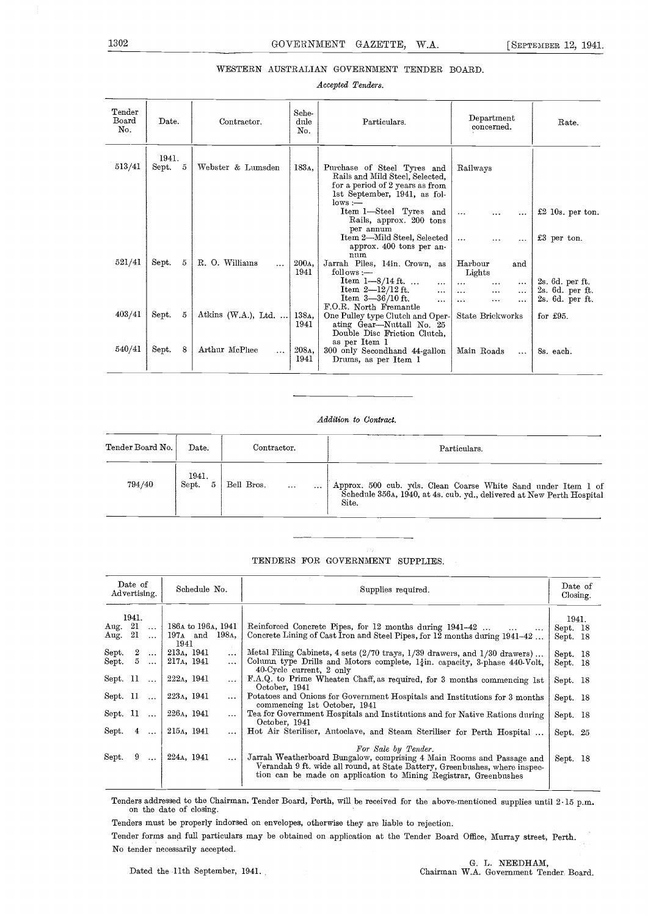## WESTERN AUSTRALIAN GOVERNMENT TENDER BOARD.

*Accepted Tenders.*

| Tender Board No. | Date. | Contractor. | Schedule No. | Particulars. | Department concerned. | Rate. |
|---|---|---|---|---|---|---|
| 513/41 | 1941. Sept. 5 | Webster & Lumsden | 183A, | Purchase of Steel Tyres and Rails and Mild Steel, Selected, for a period of 2 years as from 1st September, 1941, as follows :— | Railways | |
| | | | | Item 1—Steel Tyres and Rails, approx. 200 tons per annum | ... ... ... | £2 10s. per ton. |
| | | | | Item 2—Mild Steel, Selected approx. 400 tons per annum | ... ... ... | £3 per ton. |
| 521/41 | Sept. 5 | R. O. Williams ... | 200A, 1941 | Jarrah Piles, 14in. Crown, as follows :— | Harbour and Lights | |
| | | | | Item 1—8/14 ft. ... ... | ... ... ... | 2s. 6d. per ft. |
| | | | | Item 2—12/12 ft. ... | ... ... ... | 2s. 6d. per ft. |
| | | | | Item 3—36/10 ft. ... | ... ... ... | 2s. 6d. per ft. |
| | | | | F.O.R. North Fremantle | | |
| 403/41 | Sept. 5 | Atkins (W.A.), Ltd. ... | 138A, 1941 | One Pulley type Clutch and Operating Gear—Nuttall No. 25 Double Disc Friction Clutch, as per Item 1 | State Brickworks | for £95. |
| 540/41 | Sept. 8 | Arthur McPhee ... | 208A, 1941 | 300 only Secondhand 44-gallon Drums, as per Item 1 | Main Roads ... | 8s. each. |

*Addition to Contract.*

| Tender Board No. | Date. | Contractor. | Particulars. |
|---|---|---|---|
| 794/40 | 1941. Sept. 5 | Bell Bros. ... ... | Approx. 500 cub. yds. Clean Coarse White Sand under Item 1 of Schedule 356A, 1940, at 4s. cub. yd., delivered at New Perth Hospital Site. |

## TENDERS FOR GOVERNMENT SUPPLIES.

| Date of Advertising. | Schedule No. | Supplies required. | Date of Closing. |
|---|---|---|---|
| 1941. | | | 1941. |
| Aug. 21 ... | 186A to 196A, 1941 | Reinforced Concrete Pipes, for 12 months during 1941-42 ... ... ... | Sept. 18 |
| Aug. 21 ... | 197A and 198A, 1941 | Concrete Lining of Cast Iron and Steel Pipes, for 12 months during 1941-42 ... | Sept. 18 |
| Sept. 2 ... | 213A, 1941 ... | Metal Filing Cabinets, 4 sets (2/70 trays, 1/39 drawers, and 1/30 drawers) ... | Sept. 18 |
| Sept. 5 ... | 217A, 1941 ... | Column type Drills and Motors complete, 1¼in. capacity, 3-phase 440-Volt, 40-Cycle current, 2 only | Sept. 18 |
| Sept. 11 ... | 222A, 1941 ... | F.A.Q. to Prime Wheaten Chaff, as required, for 3 months commencing 1st October, 1941 | Sept. 18 |
| Sept. 11 ... | 223A, 1941 ... | Potatoes and Onions for Government Hospitals and Institutions for 3 months commencing 1st October, 1941 | Sept. 18 |
| Sept. 11 ... | 226A, 1941 ... | Tea for Government Hospitals and Institutions and for Native Rations during October, 1941 | Sept. 18 |
| Sept. 4 ... | 215A, 1941 ... | Hot Air Steriliser, Autoclave, and Steam Steriliser for Perth Hospital ... | Sept. 25 |
| | | *For Sale by Tender.* | |
| Sept. 9 ... | 224A, 1941 ... | Jarrah Weatherboard Bungalow, comprising 4 Main Rooms and Passage and Verandah 9 ft. wide all round, at State Battery, Greenbushes, where inspection can be made on application to Mining Registrar, Greenbushes | Sept. 18 |

Tenders addressed to the Chairman, Tender Board, Perth, will be received for the above-mentioned supplies until 2·15 p.m. on the date of closing.

Tenders must be properly indorsed on envelopes, otherwise they are liable to rejection.

Tender forms and full particulars may be obtained on application at the Tender Board Office, Murray street, Perth.

No tender necessarily accepted.

Dated the 11th September, 1941.

G. L. NEEDHAM,
Chairman W.A. Government Tender Board.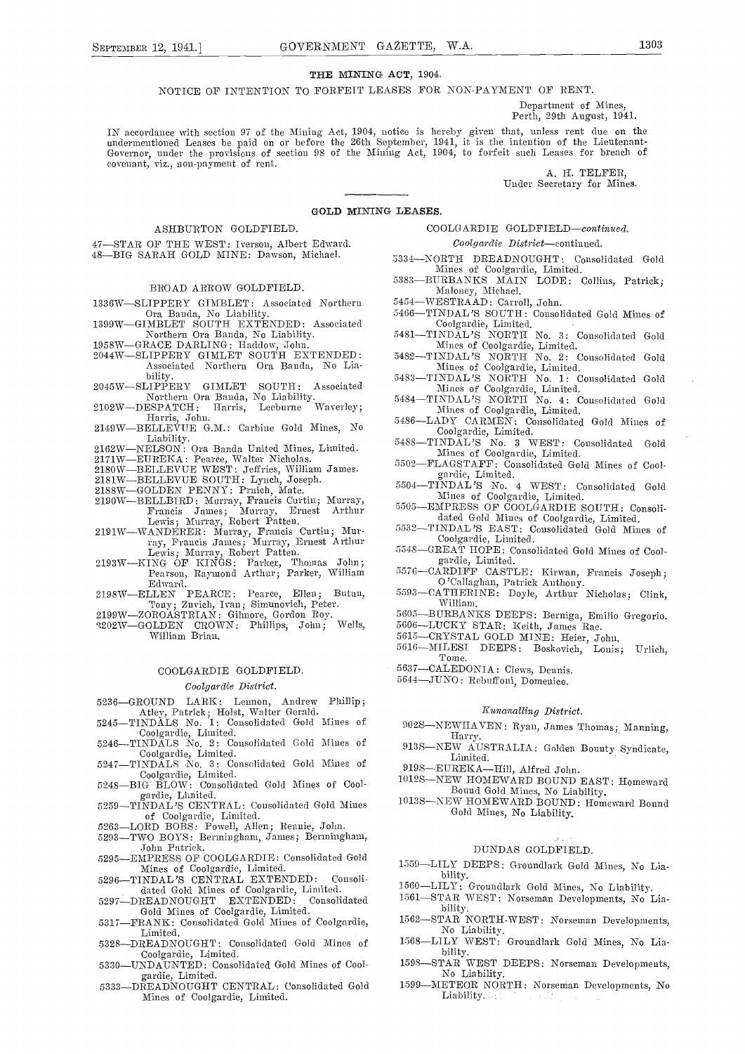# THE MINING ACT, 1904.

NOTICE OF INTENTION TO FORFEIT LEASES FOR NON-PAYMENT OF RENT.

Department of Mines,
Perth, 29th August, 1941.

IN accordance with section 97 of the Mining Act, 1904, notice is hereby given that, unless rent due on the undermentioned Leases be paid on or before the 26th September, 1941, it is the intention of the Lieutenant-Governor, under the provisions of section 98 of the Mining Act, 1904, to forfeit such Leases for breach of covenant, viz., non-payment of rent.

A. H. TELFER,
Under Secretary for Mines.

## GOLD MINING LEASES.

### ASHBURTON GOLDFIELD.

47—STAR OF THE WEST: Iverson, Albert Edward.
48—BIG SARAH GOLD MINE: Dawson, Michael.

### BROAD ARROW GOLDFIELD.

1336W—SLIPPERY GIMBLET: Associated Northern Ora Banda, No Liability.
1399W—GIMBLET SOUTH EXTENDED: Associated Northern Ora Banda, No Liability.
1958W—GRACE DARLING: Haddow, John.
2044W—SLIPPERY GIMLET SOUTH EXTENDED: Associated Northern Ora Banda, No Liability.
2045W—SLIPPERY GIMLET SOUTH: Associated Northern Ora Banda, No Liability.
2102W—DESPATCH: Harris, Leeburne Waverley; Harris, John.
2149W—BELLEVUE G.M.: Carbine Gold Mines, No Liability.
2162W—NELSON: Ora Banda United Mines, Limited.
2171W—EUREKA: Pearce, Walter Nicholas.
2180W—BELLEVUE WEST: Jeffries, William James.
2181W—BELLEVUE SOUTH: Lynch, Joseph.
2188W—GOLDEN PENNY: Pruich, Mate.
2190W—BELLBIRD: Murray, Francis Curtin; Murray, Francis James; Murray, Ernest Arthur Lewis; Murray, Robert Patten.
2191W—WANDERER: Murray, Francis Curtin; Murray, Francis James; Murray, Ernest Arthur Lewis; Murray, Robert Patten.
2193W—KING OF KINGS: Parker, Thomas John; Pearson, Raymond Arthur; Parker, William Edward.
2198W—ELLEN PEARCE: Pearce, Ellen; Butun, Tony; Zuvich, Ivan; Simunovich, Peter.
2199W—ZOROASTRIAN: Gilmore, Gordon Roy.
2202W—GOLDEN CROWN: Phillips, John; Wells, William Brian.

### COOLGARDIE GOLDFIELD.

*Coolgardie District.*

5236—GROUND LARK: Lennon, Andrew Phillip; Atley, Patrick; Holst, Walter Gerald.
5245—TINDALS No. 1: Consolidated Gold Mines of Coolgardie, Limited.
5246—TINDALS No. 2: Consolidated Gold Mines of Coolgardie, Limited.
5247—TINDALS No. 3: Consolidated Gold Mines of Coolgardie, Limited.
5248—BIG BLOW: Consolidated Gold Mines of Coolgardie, Limited.
5259—TINDAL'S CENTRAL: Consolidated Gold Mines of Coolgardie, Limited.
5263—LORD BOBS: Powell, Allen; Rennie, John.
5293—TWO BOYS: Bermingham, James; Bermingham, John Patrick.
5295—EMPRESS OF COOLGARDIE: Consolidated Gold Mines of Coolgardie, Limited.
5296—TINDAL'S CENTRAL EXTENDED: Consolidated Gold Mines of Coolgardie, Limited.
5297—DREADNOUGHT EXTENDED: Consolidated Gold Mines of Coolgardie, Limited.
5317—FRANK: Consolidated Gold Mines of Coolgardie, Limited.
5328—DREADNOUGHT: Consolidated Gold Mines of Coolgardie, Limited.
5330—UNDAUNTED: Consolidated Gold Mines of Coolgardie, Limited.
5333—DREADNOUGHT CENTRAL: Consolidated Gold Mines of Coolgardie, Limited.

### COOLGARDIE GOLDFIELD—*continued.*

*Coolgardie District*—continued.

5334—NORTH DREADNOUGHT: Consolidated Gold Mines of Coolgardie, Limited.
5383—BURBANKS MAIN LODE: Collins, Patrick; Maloney, Michael.
5454—WESTRAAD: Carroll, John.
5466—TINDAL'S SOUTH: Consolidated Gold Mines of Coolgardie, Limited.
5481—TINDAL'S NORTH No. 3: Consolidated Gold Mines of Coolgardie, Limited.
5482—TINDAL'S NORTH No. 2: Consolidated Gold Mines of Coolgardie, Limited.
5483—TINDAL'S NORTH No. 1: Consolidated Gold Mines of Coolgardie, Limited.
5484—TINDAL'S NORTH No. 4: Consolidated Gold Mines of Coolgardie, Limited.
5486—LADY CARMEN: Consolidated Gold Mines of Coolgardie, Limited.
5488—TINDAL'S No. 3 WEST: Consolidated Gold Mines of Coolgardie, Limited.
5502—FLAGSTAFF: Consolidated Gold Mines of Coolgardie, Limited.
5504—TINDAL'S No. 4 WEST: Consolidated Gold Mines of Coolgardie, Limited.
5505—EMPRESS OF COOLGARDIE SOUTH: Consolidated Gold Mines of Coolgardie, Limited.
5532—TINDAL'S EAST: Consolidated Gold Mines of Coolgardie, Limited.
5548—GREAT HOPE: Consolidated Gold Mines of Coolgardie, Limited.
5576—CARDIFF CASTLE: Kirwan, Francis Joseph; O'Callaghan, Patrick Anthony.
5593—CATHERINE: Doyle, Arthur Nicholas; Clink, William.
5605—BURBANKS DEEPS: Berniga, Emilio Gregorio.
5606—LUCKY STAR: Keith, James Rae.
5615—CRYSTAL GOLD MINE: Heier, John.
5616—MILESI DEEPS: Boskovich, Louis; Urlich, Tome.
5637—CALEDONIA: Clews, Dennis.
5644—JUNO: Rebuffoni, Domenico.

*Kunanalling District.*

902S—NEWHAVEN: Ryan, James Thomas; Manning, Harry.
913S—NEW AUSTRALIA: Golden Bounty Syndicate, Limited.
919S—EUREKA—Hill, Alfred John.
1012S—NEW HOMEWARD BOUND EAST: Homeward Bound Gold Mines, No Liability.
1013S—NEW HOMEWARD BOUND: Homeward Bound Gold Mines, No Liability.

### DUNDAS GOLDFIELD.

1559—LILY DEEPS: Groundlark Gold Mines, No Liability.
1560—LILY: Groundlark Gold Mines, No Liability.
1561—STAR WEST: Norseman Developments, No Liability.
1562—STAR NORTH-WEST: Norseman Developments, No Liability.
1568—LILY WEST: Groundlark Gold Mines, No Liability.
1598—STAR WEST DEEPS: Norseman Developments, No Liability.
1599—METEOR NORTH: Norseman Developments, No Liability.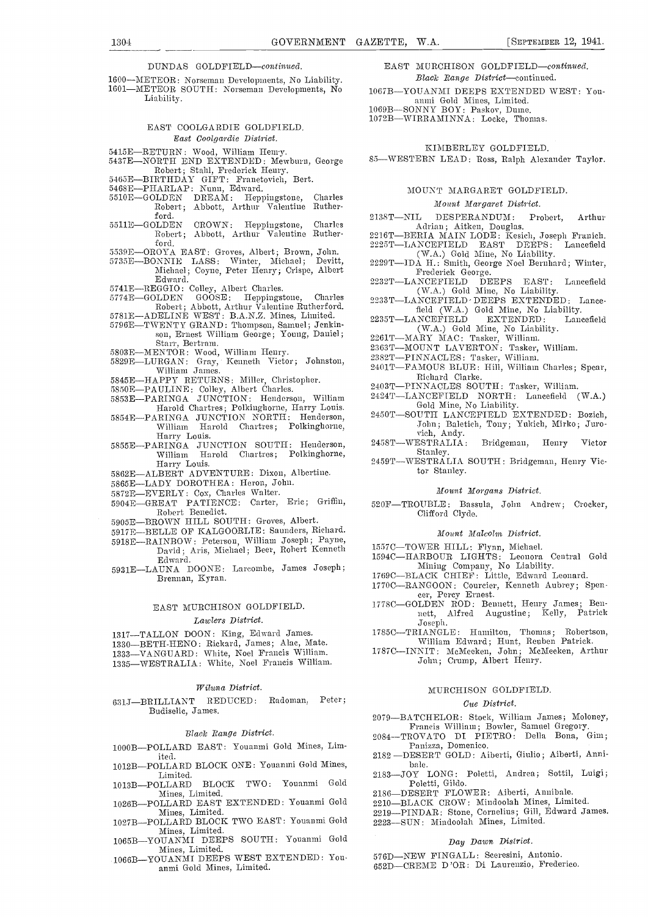DUNDAS GOLDFIELD—*continued.*

1600—METEOR: Norseman Developments, No Liability.
1601—METEOR SOUTH: Norseman Developments, No Liability.

EAST COOLGARDIE GOLDFIELD.

*East Coolgardie District.*

5415E—RETURN: Wood, William Henry.
5437E—NORTH END EXTENDED: Mewburn, George Robert; Stahl, Frederick Henry.
5465E—BIRTHDAY GIFT: Franetovich, Bert.
5468E—PHARLAP: Nunn, Edward.
5510E—GOLDEN DREAM: Heppingstone, Charles Robert; Abbott, Arthur Valentine Rutherford.
5511E—GOLDEN CROWN: Heppingstone, Charles Robert; Abbott, Arthur Valentine Rutherford.
5539E—OROYA EAST: Groves, Albert; Brown, John.
5735E—BONNIE LASS: Winter, Michael; Devitt, Michael; Coyne, Peter Henry; Crispe, Albert Edward.
5741E—REGGIO: Colley, Albert Charles.
5774E—GOLDEN GOOSE: Heppingstone, Charles Robert; Abbott, Arthur Valentine Rutherford.
5781E—ADELINE WEST: B.A.N.Z. Mines, Limited.
5796E—TWENTY GRAND: Thompson, Samuel; Jenkinson, Ernest William George; Young, Daniel; Starr, Bertram.
5803E—MENTOR: Wood, William Henry.
5829E—LURGAN: Gray, Kenneth Victor; Johnston, William James.
5845E—HAPPY RETURNS: Miller, Christopher.
5850E—PAULINE: Colley, Albert Charles.
5853E—PARINGA JUNCTION: Henderson, William Harold Chartres; Polkinghorne, Harry Louis.
5854E—PARINGA JUNCTION NORTH: Henderson, William Harold Chartres; Polkinghorne, Harry Louis.
5855E—PARINGA JUNCTION SOUTH: Henderson, William Harold Chartres; Polkinghorne, Harry Louis.
5862E—ALBERT ADVENTURE: Dixon, Albertine.
5865E—LADY DOROTHEA: Heron, John.
5872E—EVERLY: Cox, Charles Walter.
5904E—GREAT PATIENCE: Carter, Eric; Griffin, Robert Benedict.
5905E—BROWN HILL SOUTH: Groves, Albert.
5917E—BELLE OF KALGOORLIE: Saunders, Richard.
5918E—RAINBOW: Peterson, William Joseph; Payne, David; Aris, Michael; Beer, Robert Kenneth Edward.
5931E—LAUNA DOONE: Larcombe, James Joseph; Brennan, Kyran.

EAST MURCHISON GOLDFIELD.

*Lawlers District.*

1317—TALLON DOON: King, Edward James.
1330—BETH-HENO: Rickard, James; Alac, Mate.
1333—VANGUARD: White, Noel Francis William.
1335—WESTRALIA: White, Noel Francis William.

*Wiluna District.*

631J—BRILLIANT REDUCED: Radoman, Peter; Budiselic, James.

*Black Range District.*

1000B—POLLARD EAST: Youanmi Gold Mines, Limited.
1012B—POLLARD BLOCK ONE: Youanmi Gold Mines, Limited.
1013B—POLLARD BLOCK TWO: Youanmi Gold Mines, Limited.
1026B—POLLARD EAST EXTENDED: Youanmi Gold Mines, Limited.
1027B—POLLARD BLOCK TWO EAST: Youanmi Gold Mines, Limited.
1065B—YOUANMI DEEPS SOUTH: Youanmi Gold Mines, Limited.
1066B—YOUANMI DEEPS WEST EXTENDED: Youanmi Gold Mines, Limited.

EAST MURCHISON GOLDFIELD—*continued.*

*Black Range District*—continued.

1067B—YOUANMI DEEPS EXTEND WEST: Youanmi Gold Mines, Limited.
1069B—SONNY BOY: Paskov, Dume.
1072B—WIRRAMINNA: Locke, Thomas.

KIMBERLEY GOLDFIELD.

85—WESTERN LEAD: Ross, Ralph Alexander Taylor.

MOUNT MARGARET GOLDFIELD.

*Mount Margaret District.*

2138T—NIL DESPERANDUM: Probert, Arthur Adrian; Aitken, Douglas.
2216T—BERIA MAIN LODE: Kesich, Joseph Franich.
2225T—LANCEFIELD EAST DEEPS: Lancefield (W.A.) Gold Mine, No Liability.
2229T—IDA H.: Smith, George Noel Bernhard; Winter, Frederick George.
2232T—LANCEFIELD DEEPS EAST: Lancefield (W.A.) Gold Mine, No Liability.
2233T—LANCEFIELD DEEPS EXTENDED: Lancefield (W.A.) Gold Mine, No Liability.
2235T—LANCEFIELD EXTENDED: Lancefield (W.A.) Gold Mine, No Liability.
2261T—MARY MAC: Tasker, William.
2363T—MOUNT LAVERTON: Tasker, William.
2382T—PINNACLES: Tasker, William.
2401T—FAMOUS BLUE: Hill, William Charles; Spear, Richard Clarke.
2403T—PINNACLES SOUTH: Tasker, William.
2424T—LANCEFIELD NORTH: Lancefield (W.A.) Gold Mine, No Liability.
2450T—SOUTH LANCEFIELD EXTENDED: Bozich, John; Baletich, Tony; Yukich, Mirko; Jurovich, Andy.
2458T—WESTRALIA: Bridgeman, Henry Victor Stanley.
2459T—WESTRALIA SOUTH: Bridgeman, Henry Victor Stanley.

*Mount Morgans District.*

520F—TROUBLE: Bassula, John Andrew; Crocker, Clifford Clyde.

*Mount Malcolm District.*

1557C—TOWER HILL: Flynn, Michael.
1594C—HARBOUR LIGHTS: Leonora Central Gold Mining Company, No Liability.
1769C—BLACK CHIEF: Little, Edward Leonard.
1770C—RANGOON: Courcier, Kenneth Aubrey; Spencer, Percy Ernest.
1778C—GOLDEN ROD: Bennett, Henry James; Bennett, Alfred Augustine; Kelly, Patrick Joseph.
1785C—TRIANGLE: Hamilton, Thomas; Robertson, William Edward; Hunt, Reuben Patrick.
1787C—INNIT: McMeeken, John; McMeeken, Arthur John; Crump, Albert Henry.

MURCHISON GOLDFIELD.

*Cue District.*

2079—BATCHELOR: Stock, William James; Moloney, Francis William; Bowler, Samuel Gregory.
2084—TROVATO DI PIETRO: Della Bona, Gim; Panizza, Domenico.
2182—DESERT GOLD: Aiberti, Giulio; Aiberti, Annibale.
2183—JOY LONG: Poletti, Andrea; Sottil, Luigi; Poletti, Gildo.
2186—DESERT FLOWER: Aiberti, Annibale.
2210—BLACK CROW: Mindoolah Mines, Limited.
2219—PINDAR: Stone, Cornelius; Gill, Edward James.
2223—SUN: Mindoolah Mines, Limited.

*Day Dawn District.*

576D—NEW FINGALL: Sceresini, Antonio.
652D—CREME D'OR: Di Laurenzio, Frederico.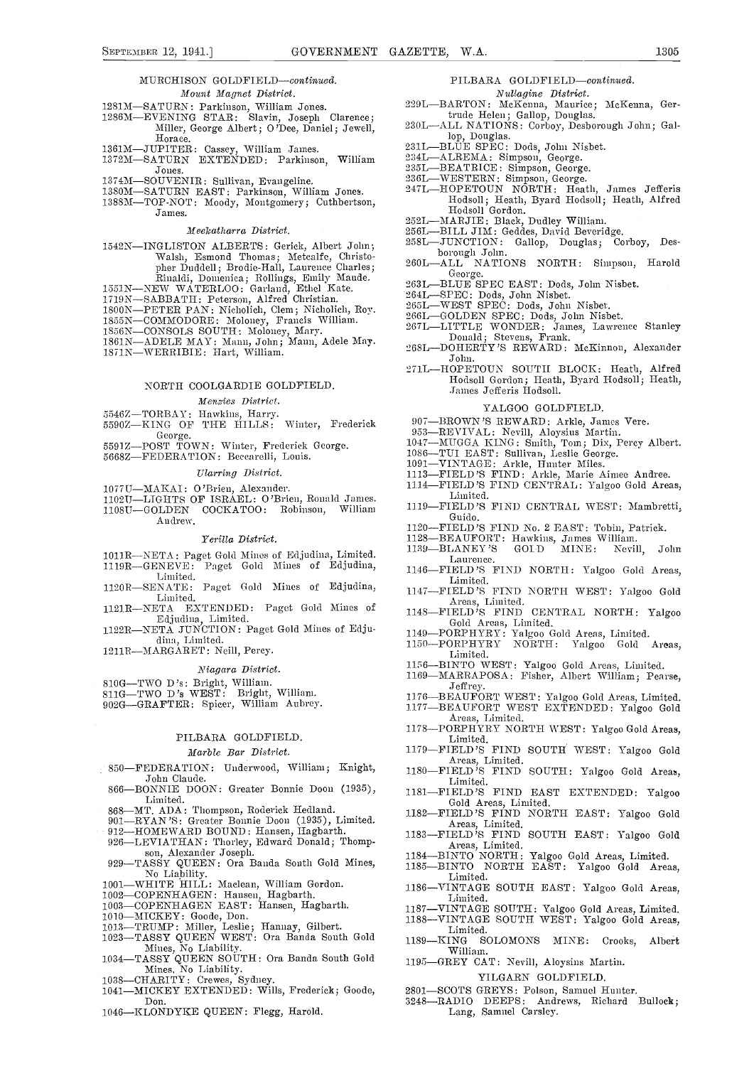MURCHISON GOLDFIELD—*continued.*

*Mount Magnet District.*

1281M—SATURN: Parkinson, William Jones.
1286M—EVENING STAR: Slavin, Joseph Clarence; Miller, George Albert; O'Dee, Daniel; Jewell, Horace.
1361M—JUPITER: Cassey, William James.
1372M—SATURN EXTENDED: Parkinson, William Jones.
1374M—SOUVENIR: Sullivan, Evangeline.
1380M—SATURN EAST: Parkinson, William Jones.
1388M—TOP-NOT: Moody, Montgomery; Cuthbertson, James.

*Meekatharra District.*

1542N—INGLISTON ALBERTS: Gerick, Albert John; Walsh, Esmond Thomas; Metcalfe, Christopher Duddell; Brodie-Hall, Laurence Charles; Rinaldi, Domenica; Rollings, Emily Maude.
1551N—NEW WATERLOO: Garland, Ethel Kate.
1719N—SABBATH: Peterson, Alfred Christian.
1800N—PETER PAN: Nicholich, Clem; Nicholich, Roy.
1855N—COMMODORE: Moloney, Francis William.
1856N—CONSOLS SOUTH: Moloney, Mary.
1861N—ADELE MAY: Mann, John; Mann, Adele May.
1871N—WERRIBIE: Hart, William.

NORTH COOLGARDIE GOLDFIELD.

*Menzies District.*

5546Z—TORBAY: Hawkins, Harry.
5590Z—KING OF THE HILLS: Winter, Frederick George.
5591Z—POST TOWN: Winter, Frederick George.
5668Z—FEDERATION: Beccarelli, Louis.

*Ularring District.*

1077U—MAKAI: O'Brien, Alexander.
1102U—LIGHTS OF ISRAEL: O'Brien, Ronald James.
1108U—GOLDEN COCKATOO: Robinson, William Andrew.

*Yerilla District.*

1011R—NETA: Paget Gold Mines of Edjudina, Limited.
1119R—GENEVE: Paget Gold Mines of Edjudina, Limited.
1120R—SENATE: Paget Gold Mines of Edjudina, Limited.
1121R—NETA EXTENDED: Paget Gold Mines of Edjudina, Limited.
1122R—NETA JUNCTION: Paget Gold Mines of Edjudina, Limited.
1211R—MARGARET: Neill, Percy.

*Niagara District.*

810G—TWO D's: Bright, William.
811G—TWO D's WEST: Bright, William.
902G—GRAFTER: Spicer, William Aubrey.

PILBARA GOLDFIELD.

*Marble Bar District.*

850—FEDERATION: Underwood, William; Knight, John Claude.
866—BONNIE DOON: Greater Bonnie Doon (1935), Limited.
868—MT. ADA: Thompson, Roderick Hedland.
901—RYAN'S: Greater Bonnie Doon (1935), Limited.
912—HOMEWARD BOUND: Hansen, Hagbarth.
926—LEVIATHAN: Thorley, Edward Donald; Thompson, Alexander Joseph.
929—TASSY QUEEN: Ora Banda South Gold Mines, No Liability.
1001—WHITE HILL: Maclean, William Gordon.
1002—COPENHAGEN: Hansen, Hagbarth.
1003—COPENHAGEN EAST: Hansen, Hagbarth.
1010—MICKEY: Goode, Don.
1013—TRUMP: Miller, Leslie; Hannay, Gilbert.
1023—TASSY QUEEN WEST: Ora Banda South Gold Mines, No Liability.
1034—TASSY QUEEN SOUTH: Ora Banda South Gold Mines, No Liability.
1038—CHARITY: Crewes, Sydney.
1041—MICKEY EXTENDED: Wills, Frederick; Goode, Don.
1046—KLONDYKE QUEEN: Flegg, Harold.

PILBARA GOLDFIELD—*continued.*

*Nullagine District.*

229L—BARTON: McKenna, Maurice; McKenna, Gertrude Helen; Gallop, Douglas.
230L—ALL NATIONS: Corboy, Desborough John; Gallop, Douglas.
231L—BLUE SPEC: Dods, John Nisbet.
234L—ALREMA: Simpson, George.
235L—BEATRICE: Simpson, George.
236L—WESTERN: Simpson, George.
247L—HOPETOUN NORTH: Heath, James Jefferis Hodsoll; Heath, Byard Hodsoll; Heath, Alfred Hodsoll Gordon.
252L—MARJIE: Black, Dudley William.
256L—BILL JIM: Geddes, David Beveridge.
258L—JUNCTION: Gallop, Douglas; Corboy, Desborough John.
260L—ALL NATIONS NORTH: Simpson, Harold George.
263L—BLUE SPEC EAST: Dods, John Nisbet.
264L—SPEC: Dods, John Nisbet.
265L—WEST SPEC: Dods, John Nisbet.
266L—GOLDEN SPEC: Dods, John Nisbet.
267L—LITTLE WONDER: James, Lawrence Stanley Donald; Stevens, Frank.
268L—DOHERTY'S REWARD: McKinnon, Alexander John.
271L—HOPETOUN SOUTH BLOCK: Heath, Alfred Hodsoll Gordon; Heath, Byard Hodsoll; Heath, James Jefferis Hodsoll.

YALGOO GOLDFIELD.

907—BROWN'S REWARD: Arkle, James Vere.
953—REVIVAL: Nevill, Aloysius Martin.
1047—MUGGA KING: Smith, Tom; Dix, Percy Albert.
1086—TUI EAST: Sullivan, Leslie George.
1091—VINTAGE: Arkle, Hunter Miles.
1113—FIELD'S FIND: Arkle, Marie Aimee Andree.
1114—FIELD'S FIND CENTRAL: Yalgoo Gold Areas, Limited.
1119—FIELD'S FIND CENTRAL WEST: Mambretti, Guido.
1120—FIELD'S FIND No. 2 EAST: Tobin, Patrick.
1128—BEAUFORT: Hawkins, James William.
1139—BLANEY'S GOLD MINE: Nevill, John Laurence.
1146—FIELD'S FIND NORTH: Yalgoo Gold Areas, Limited.
1147—FIELD'S FIND NORTH WEST: Yalgoo Gold Areas, Limited.
1148—FIELD'S FIND CENTRAL NORTH: Yalgoo Gold Areas, Limited.
1149—PORPHYRY: Yalgoo Gold Areas, Limited.
1150—PORPHYRY NORTH: Yalgoo Gold Areas, Limited.
1156—BINTO WEST: Yalgoo Gold Areas, Limited.
1169—MARRAPOSA: Fisher, Albert William; Pearse, Jeffrey.
1176—BEAUFORT WEST: Yalgoo Gold Areas, Limited.
1177—BEAUFORT WEST EXTENDED: Yalgoo Gold Areas, Limited.
1178—PORPHYRY NORTH WEST: Yalgoo Gold Areas, Limited.
1179—FIELD'S FIND SOUTH WEST: Yalgoo Gold Areas, Limited.
1180—FIELD'S FIND SOUTH: Yalgoo Gold Areas, Limited.
1181—FIELD'S FIND EAST EXTENDED: Yalgoo Gold Areas, Limited.
1182—FIELD'S FIND NORTH EAST: Yalgoo Gold Areas, Limited.
1183—FIELD'S FIND SOUTH EAST: Yalgoo Gold Areas, Limited.
1184—BINTO NORTH: Yalgoo Gold Areas, Limited.
1185—BINTO NORTH EAST: Yalgoo Gold Areas, Limited.
1186—VINTAGE SOUTH EAST: Yalgoo Gold Areas, Limited.
1187—VINTAGE SOUTH: Yalgoo Gold Areas, Limited.
1188—VINTAGE SOUTH WEST: Yalgoo Gold Areas, Limited.
1189—KING SOLOMONS MINE: Crooks, Albert William.
1195—GREY CAT: Nevill, Aloysius Martin.

YILGARN GOLDFIELD.

2801—SCOTS GREYS: Polson, Samuel Hunter.
3248—RADIO DEEPS: Andrews, Richard Bullock; Lang, Samuel Carsley.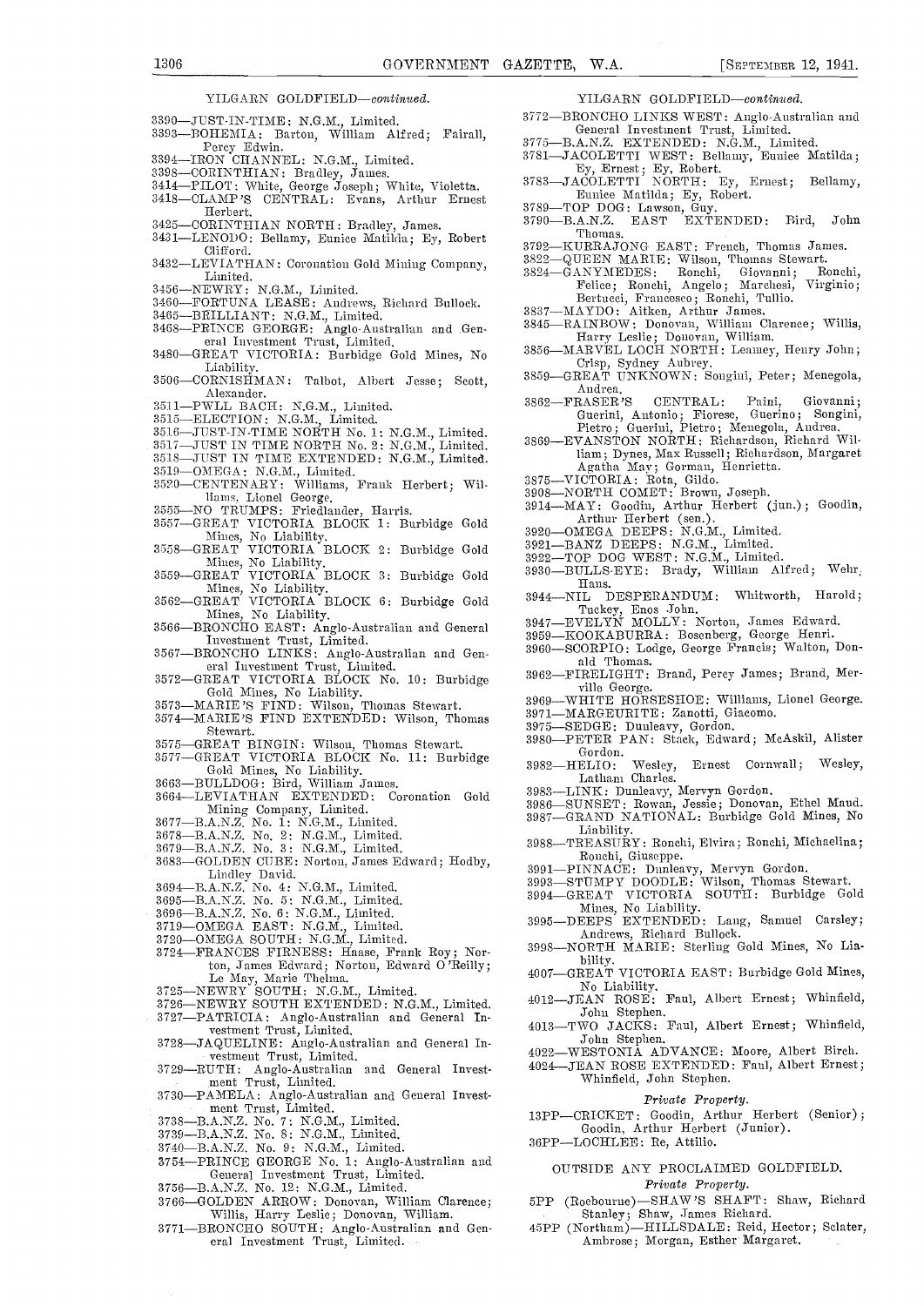YILGARN GOLDFIELD—*continued*.

3390—JUST-IN-TIME: N.G.M., Limited.
3393—BOHEMIA: Barton, William Alfred; Fairall, Percy Edwin.
3394—IRON CHANNEL: N.G.M., Limited.
3398—CORINTHIAN: Bradley, James.
3414—PILOT: White, George Joseph; White, Violetta.
3418—CLAMP'S CENTRAL: Evans, Arthur Ernest Herbert.
3425—CORINTHIAN NORTH: Bradley, James.
3431—LENODO: Bellamy, Eunice Matilda; Ey, Robert Clifford.
3432—LEVIATHAN: Coronation Gold Mining Company, Limited.
3456—NEWRY: N.G.M., Limited.
3460—FORTUNA LEASE: Andrews, Richard Bullock.
3465—BRILLIANT: N.G.M., Limited.
3468—PRINCE GEORGE: Anglo-Australian and General Investment Trust, Limited.
3480—GREAT VICTORIA: Burbidge Gold Mines, No Liability.
3506—CORNISHMAN: Talbot, Albert Jesse; Scott, Alexander.
3511—PWLL BACH: N.G.M., Limited.
3515—ELECTION: N.G.M., Limited.
3516—JUST-IN-TIME NORTH No. 1: N.G.M., Limited.
3517—JUST IN TIME NORTH No. 2: N.G.M., Limited.
3518—JUST IN TIME EXTENDED: N.G.M., Limited.
3519—OMEGA: N.G.M., Limited.
3520—CENTENARY: Williams, Frank Herbert; Williams, Lionel George.
3555—NO TRUMPS: Friedlander, Harris.
3557—GREAT VICTORIA BLOCK 1: Burbidge Gold Mines, No Liability.
3558—GREAT VICTORIA BLOCK 2: Burbidge Gold Mines, No Liability.
3559—GREAT VICTORIA BLOCK 3: Burbidge Gold Mines, No Liability.
3562—GREAT VICTORIA BLOCK 6: Burbidge Gold Mines, No Liability.
3566—BRONCHO EAST: Anglo-Australian and General Investment Trust, Limited.
3567—BRONCHO LINKS: Anglo-Australian and General Investment Trust, Limited.
3572—GREAT VICTORIA BLOCK No. 10: Burbidge Gold Mines, No Liability.
3573—MARIE'S FIND: Wilson, Thomas Stewart.
3574—MARIE'S FIND EXTENDED: Wilson, Thomas Stewart.
3575—GREAT BINGIN: Wilson, Thomas Stewart.
3577—GREAT VICTORIA BLOCK No. 11: Burbidge Gold Mines, No Liability.
3663—BULLDOG: Bird, William James.
3664—LEVIATHAN EXTENDED: Coronation Gold Mining Company, Limited.
3677—B.A.N.Z. No. 1: N.G.M., Limited.
3678—B.A.N.Z. No. 2: N.G.M., Limited.
3679—B.A.N.Z. No. 3: N.G.M., Limited.
3683—GOLDEN CUBE: Norton, James Edward; Hodby, Lindley David.
3694—B.A.N.Z. No. 4: N.G.M., Limited.
3695—B.A.N.Z. No. 5: N.G.M., Limited.
3696—B.A.N.Z. No. 6: N.G.M., Limited.
3719—OMEGA EAST: N.G.M., Limited.
3720—OMEGA SOUTH: N.G.M., Limited.
3724—FRANCES FIRNESS: Haase, Frank Roy; Norton, James Edward; Norton, Edward O'Reilly; Le May, Marie Thelma.
3725—NEWRY SOUTH: N.G.M., Limited.
3726—NEWRY SOUTH EXTENDED: N.G.M., Limited.
3727—PATRICIA: Anglo-Australian and General Investment Trust, Limited.
3728—JAQUELINE: Anglo-Australian and General Investment Trust, Limited.
3729—RUTH: Anglo-Australian and General Investment Trust, Limited.
3730—PAMELA: Anglo-Australian and General Investment Trust, Limited.
3738—B.A.N.Z. No. 7: N.G.M., Limited.
3739—B.A.N.Z. No. 8: N.G.M., Limited.
3740—B.A.N.Z. No. 9: N.G.M., Limited.
3754—PRINCE GEORGE No. 1: Anglo-Australian and General Investment Trust, Limited.
3756—B.A.N.Z. No. 12: N.G.M., Limited.
3766—GOLDEN ARROW: Donovan, William Clarence; Willis, Harry Leslie; Donovan, William.
3771—BRONCHO SOUTH: Anglo-Australian and General Investment Trust, Limited.
3772—BRONCHO LINKS WEST: Anglo-Australian and General Investment Trust, Limited.
3775—B.A.N.Z. EXTENDED: N.G.M., Limited.
3781—JACOLETTI WEST: Bellamy, Eunice Matilda; Ey, Ernest; Ey, Robert.
3783—JACOLETTI NORTH: Ey, Ernest; Bellamy, Eunice Matilda; Ey, Robert.
3789—TOP DOG: Lawson, Guy.
3790—B.A.N.Z. EAST EXTENDED: Bird, John Thomas.
3792—KURRAJONG EAST: French, Thomas James.
3822—QUEEN MARIE: Wilson, Thomas Stewart.
3824—GANYMEDES: Ronchi, Giovanni; Ronchi, Felice; Ronchi, Angelo; Marchesi, Virginio; Bertucci, Francesco; Ronchi, Tullio.
3837—MAYDO: Aitken, Arthur James.
3845—RAINBOW: Donovan, William Clarence; Willis, Harry Leslie; Donovan, William.
3856—MARVEL LOCH NORTH: Leamey, Henry John; Crisp, Sydney Aubrey.
3859—GREAT UNKNOWN: Songini, Peter; Menegola, Andrea.
3862—FRASER'S CENTRAL: Paini, Giovanni; Guerini, Antonio; Fiorese, Guerino; Songini, Pietro; Guerini, Pietro; Menegola, Andrea.
3869—EVANSTON NORTH: Richardson, Richard William; Dynes, Max Russell; Richardson, Margaret Agatha May; Gorman, Henrietta.
3875—VICTORIA: Rota, Gildo.
3908—NORTH COMET: Brown, Joseph.
3914—MAY: Goodin, Arthur Herbert (jun.); Goodin, Arthur Herbert (sen.).
3920—OMEGA DEEPS: N.G.M., Limited.
3921—BANZ DEEPS: N.G.M., Limited.
3922—TOP DOG WEST: N.G.M., Limited.
3930—BULLS-EYE: Brady, William Alfred; Wehr, Hans.
3944—NIL DESPERANDUM: Whitworth, Harold; Tuckey, Enos John.
3947—EVELYN MOLLY: Norton, James Edward.
3959—KOOKABURRA: Bosenberg, George Henri.
3960—SCORPIO: Lodge, George Francis; Walton, Donald Thomas.
3962—FIRELIGHT: Brand, Percy James; Brand, Merville George.
3969—WHITE HORSESHOE: Williams, Lionel George.
3971—MARGEURITE: Zanotti, Giacomo.
3975—SEDGE: Dunleavy, Gordon.
3980—PETER PAN: Stack, Edward; McAskil, Alister Gordon.
3982—HELIO: Wesley, Ernest Cornwall; Wesley, Latham Charles.
3983—LINK: Dunleavy, Mervyn Gordon.
3986—SUNSET: Rowan, Jessie; Donovan, Ethel Maud.
3987—GRAND NATIONAL: Burbidge Gold Mines, No Liability.
3988—TREASURY: Ronchi, Elvira; Ronchi, Michaelina; Ronchi, Giuseppe.
3991—PINNACE: Dunleavy, Mervyn Gordon.
3993—STUMPY DOODLE: Wilson, Thomas Stewart.
3994—GREAT VICTORIA SOUTH: Burbidge Gold Mines, No Liability.
3995—DEEPS EXTENDED: Lang, Samuel Carsley; Andrews, Richard Bullock.
3998—NORTH MARIE: Sterling Gold Mines, No Liability.
4007—GREAT VICTORIA EAST: Burbidge Gold Mines, No Liability.
4012—JEAN ROSE: Faul, Albert Ernest; Whinfield, John Stephen.
4013—TWO JACKS: Faul, Albert Ernest; Whinfield, John Stephen.
4022—WESTONIA ADVANCE: Moore, Albert Birch.
4024—JEAN ROSE EXTENDED: Faul, Albert Ernest; Whinfield, John Stephen.

*Private Property.*

13PP—CRICKET: Goodin, Arthur Herbert (Senior); Goodin, Arthur Herbert (Junior).
36PP—LOCHLEE: Re, Attilio.

OUTSIDE ANY PROCLAIMED GOLDFIELD.

*Private Property.*

5PP (Roebourne)—SHAW'S SHAFT: Shaw, Richard Stanley; Shaw, James Richard.
45PP (Northam)—HILLSDALE: Reid, Hector; Sclater, Ambrose; Morgan, Esther Margaret.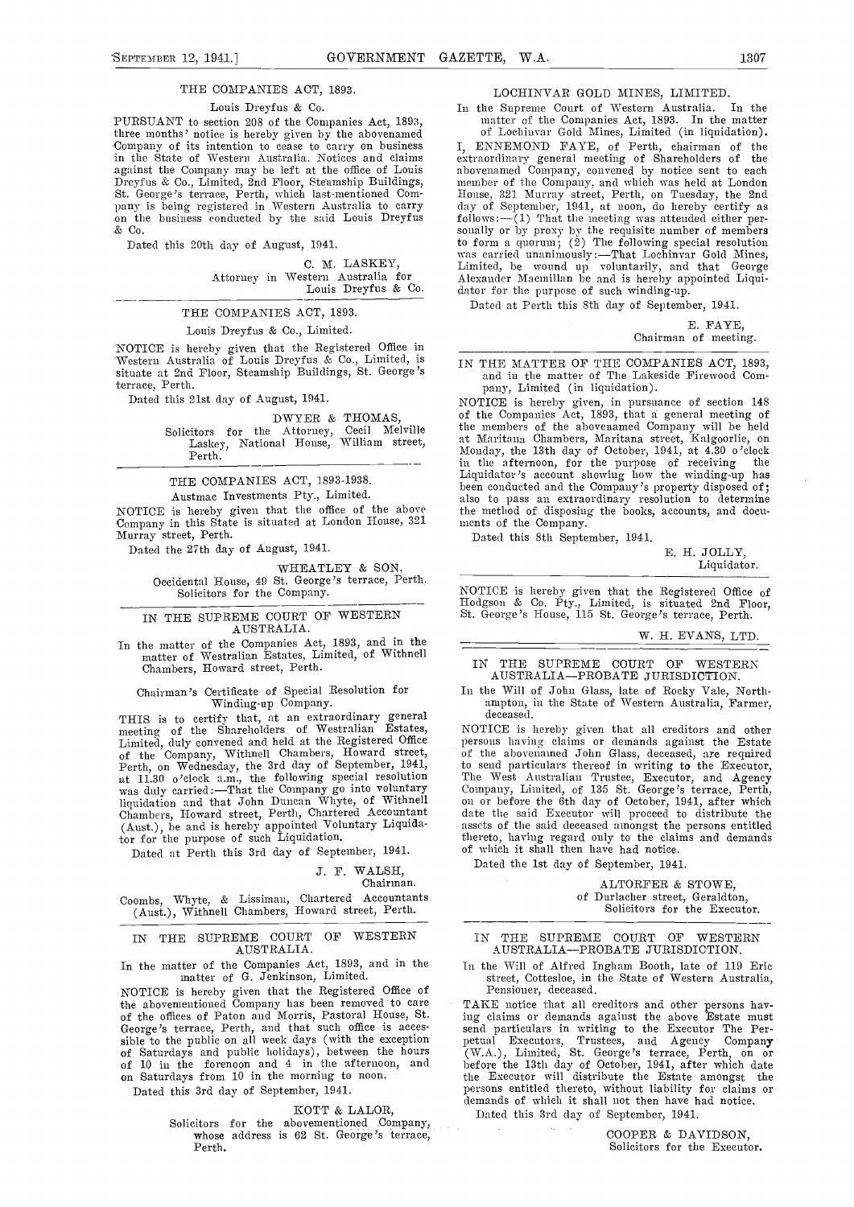THE COMPANIES ACT, 1893.

Louis Dreyfus & Co.

PURSUANT to section 208 of the Companies Act, 1893, three months' notice is hereby given by the abovenamed Company of its intention to cease to carry on business in the State of Western Australia. Notices and claims against the Company may be left at the office of Louis Dreyfus & Co., Limited, 2nd Floor, Steamship Buildings, St. George's terrace, Perth, which last-mentioned Company is being registered in Western Australia to carry on the business conducted by the said Louis Dreyfus & Co.

Dated this 20th day of August, 1941.

C. M. LASKEY,
Attorney in Western Australia for
Louis Dreyfus & Co.

---

THE COMPANIES ACT, 1893.

Louis Dreyfus & Co., Limited.

NOTICE is hereby given that the Registered Office in Western Australia of Louis Dreyfus & Co., Limited, is situate at 2nd Floor, Steamship Buildings, St. George's terrace, Perth.

Dated this 21st day of August, 1941.

DWYER & THOMAS,
Solicitors for the Attorney, Cecil Melville Laskey, National House, William street, Perth.

---

THE COMPANIES ACT, 1893-1938.

Austmac Investments Pty., Limited.

NOTICE is hereby given that the office of the above Company in this State is situated at London House, 321 Murray street, Perth.

Dated the 27th day of August, 1941.

WHEATLEY & SON,
Occidental House, 49 St. George's terrace, Perth.
Solicitors for the Company.

---

IN THE SUPREME COURT OF WESTERN AUSTRALIA.

In the matter of the Companies Act, 1893, and in the matter of Westralian Estates, Limited, of Withnell Chambers, Howard street, Perth.

Chairman's Certificate of Special Resolution for Winding-up Company.

THIS is to certify that, at an extraordinary general meeting of the Shareholders of Westralian Estates, Limited, duly convened and held at the Registered Office of the Company, Withnell Chambers, Howard street, Perth, on Wednesday, the 3rd day of September, 1941, at 11.30 o'clock a.m., the following special resolution was duly carried:—That the Company go into voluntary liquidation and that John Duncan Whyte, of Withnell Chambers, Howard street, Perth, Chartered Accountant (Aust.), be and is hereby appointed Voluntary Liquidator for the purpose of such Liquidation.

Dated at Perth this 3rd day of September, 1941.

J. F. WALSH,
Chairman.

Coombs, Whyte, & Lissiman, Chartered Accountants (Aust.), Withnell Chambers, Howard street, Perth.

---

IN THE SUPREME COURT OF WESTERN AUSTRALIA.

In the matter of the Companies Act, 1893, and in the matter of G. Jenkinson, Limited.

NOTICE is hereby given that the Registered Office of the abovementioned Company has been removed to care of the offices of Paton and Morris, Pastoral House, St. George's terrace, Perth, and that such office is accessible to the public on all week days (with the exception of Saturdays and public holidays), between the hours of 10 in the forenoon and 4 in the afternoon, and on Saturdays from 10 in the morning to noon.

Dated this 3rd day of September, 1941.

KOTT & LALOR,
Solicitors for the abovementioned Company, whose address is 62 St. George's terrace, Perth.

---

LOCHINVAR GOLD MINES, LIMITED.

In the Supreme Court of Western Australia. In the matter of the Companies Act, 1893. In the matter of Lochinvar Gold Mines, Limited (in liquidation).

I, ENNEMOND FAYE, of Perth, chairman of the extraordinary general meeting of Shareholders of the abovenamed Company, convened by notice sent to each member of the Company, and which was held at London House, 321 Murray street, Perth, on Tuesday, the 2nd day of September, 1941, at noon, do hereby certify as follows:—(1) That the meeting was attended either personally or by proxy by the requisite number of members to form a quorum; (2) The following special resolution was carried unanimously:—That Lochinvar Gold Mines, Limited, be wound up voluntarily, and that George Alexander Macmillan be and is hereby appointed Liquidator for the purpose of such winding-up.

Dated at Perth this 8th day of September, 1941.

E. FAYE,
Chairman of meeting.

---

IN THE MATTER OF THE COMPANIES ACT, 1893, and in the matter of The Lakeside Firewood Company, Limited (in liquidation).

NOTICE is hereby given, in pursuance of section 148 of the Companies Act, 1893, that a general meeting of the members of the abovenamed Company will be held at Maritana Chambers, Maritana street, Kalgoorlie, on Monday, the 13th day of October, 1941, at 4.30 o'clock in the afternoon, for the purpose of receiving the Liquidator's account showing how the winding-up has been conducted and the Company's property disposed of; also to pass an extraordinary resolution to determine the method of disposing the books, accounts, and documents of the Company.

Dated this 8th September, 1941.

E. H. JOLLY,
Liquidator.

---

NOTICE is hereby given that the Registered Office of Hodgson & Co. Pty., Limited, is situated 2nd Floor, St. George's House, 115 St. George's terrace, Perth.

W. H. EVANS, LTD.

---

IN THE SUPREME COURT OF WESTERN AUSTRALIA—PROBATE JURISDICTION.

In the Will of John Glass, late of Rocky Vale, Northampton, in the State of Western Australia, Farmer, deceased.

NOTICE is hereby given that all creditors and other persons having claims or demands against the Estate of the abovenamed John Glass, deceased, are required to send particulars thereof in writing to the Executor, The West Australian Trustee, Executor, and Agency Company, Limited, of 135 St. George's terrace, Perth, on or before the 6th day of October, 1941, after which date the said Executor will proceed to distribute the assets of the said deceased amongst the persons entitled thereto, having regard only to the claims and demands of which it shall then have had notice.

Dated the 1st day of September, 1941.

ALTORFER & STOWE,
of Durlacher street, Geraldton,
Solicitors for the Executor.

---

IN THE SUPREME COURT OF WESTERN AUSTRALIA—PROBATE JURISDICTION.

In the Will of Alfred Ingham Booth, late of 119 Eric street, Cottesloe, in the State of Western Australia, Pensioner, deceased.

TAKE notice that all creditors and other persons having claims or demands against the above Estate must send particulars in writing to the Executor The Perpetual Executors, Trustees, and Agency Company (W.A.), Limited, St. George's terrace, Perth, on or before the 13th day of October, 1941, after which date the Executor will distribute the Estate amongst the persons entitled thereto, without liability for claims or demands of which it shall not then have had notice.

Dated this 3rd day of September, 1941.

COOPER & DAVIDSON,
Solicitors for the Executor.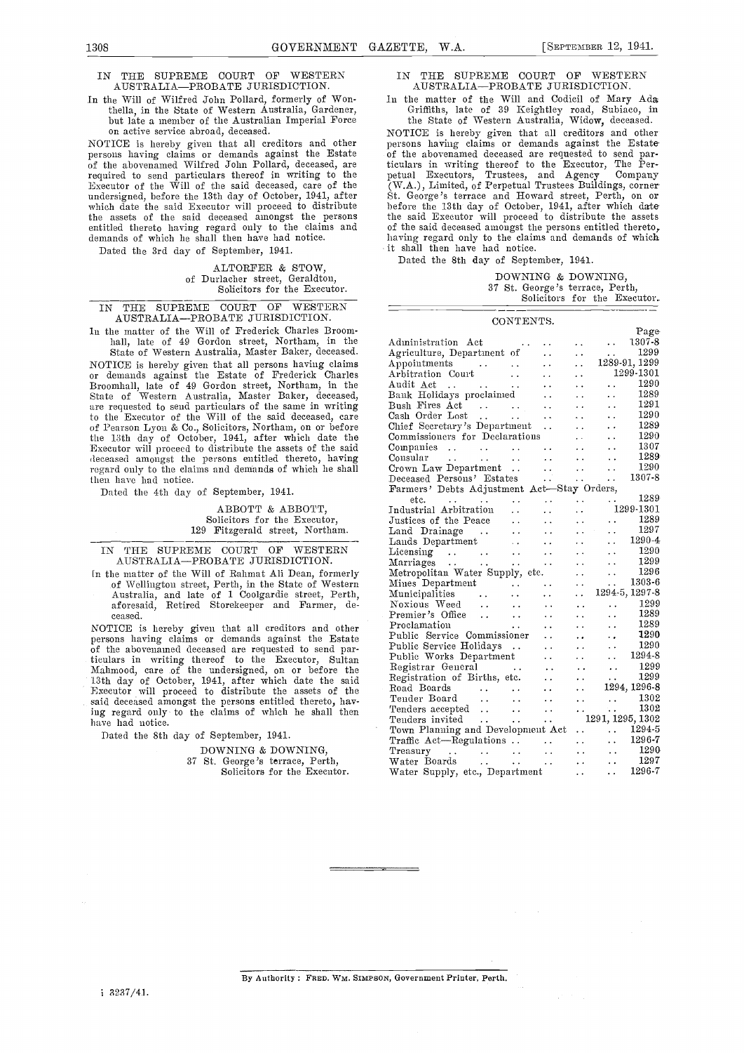IN THE SUPREME COURT OF WESTERN AUSTRALIA—PROBATE JURISDICTION.

In the Will of Wilfred John Pollard, formerly of Wonthella, in the State of Western Australia, Gardener, but late a member of the Australian Imperial Force on active service abroad, deceased.

NOTICE is hereby given that all creditors and other persons having claims or demands against the Estate of the abovenamed Wilfred John Pollard, deceased, are required to send particulars thereof in writing to the Executor of the Will of the said deceased, care of the undersigned, before the 13th day of October, 1941, after which date the said Executor will proceed to distribute the assets of the said deceased amongst the persons entitled thereto having regard only to the claims and demands of which he shall then have had notice.

Dated the 3rd day of September, 1941.

ALTORFER & STOW,
of Durlacher street, Geraldton,
Solicitors for the Executor.

---

IN THE SUPREME COURT OF WESTERN AUSTRALIA—PROBATE JURISDICTION.

In the matter of the Will of Frederick Charles Broomhall, late of 49 Gordon street, Northam, in the State of Western Australia, Master Baker, deceased.

NOTICE is hereby given that all persons having claims or demands against the Estate of Frederick Charles Broomhall, late of 49 Gordon street, Northam, in the State of Western Australia, Master Baker, deceased, are requested to send particulars of the same in writing to the Executor of the Will of the said deceased, care of Pearson Lyon & Co., Solicitors, Northam, on or before the 13th day of October, 1941, after which date the Executor will proceed to distribute the assets of the said deceased amongst the persons entitled thereto, having regard only to the claims and demands of which he shall then have had notice.

Dated the 4th day of September, 1941.

ABBOTT & ABBOTT,
Solicitors for the Executor,
129 Fitzgerald street, Northam.

---

IN THE SUPREME COURT OF WESTERN AUSTRALIA—PROBATE JURISDICTION.

In the matter of the Will of Rahmat Ali Dean, formerly of Wellington street, Perth, in the State of Western Australia, and late of 1 Coolgardie street, Perth, aforesaid, Retired Storekeeper and Farmer, deceased.

NOTICE is hereby given that all creditors and other persons having claims or demands against the Estate of the abovenamed deceased are requested to send particulars in writing thereof to the Executor, Sultan Mahmood, care of the undersigned, on or before the 13th day of October, 1941, after which date the said Executor will proceed to distribute the assets of the said deceased amongst the persons entitled thereto, having regard only to the claims of which he shall then have had notice.

Dated the 8th day of September, 1941.

DOWNING & DOWNING,
37 St. George's terrace, Perth,
Solicitors for the Executor.

---

IN THE SUPREME COURT OF WESTERN AUSTRALIA—PROBATE JURISDICTION.

In the matter of the Will and Codicil of Mary Ada Griffiths, late of 39 Keightley road, Subiaco, in the State of Western Australia, Widow, deceased.

NOTICE is hereby given that all creditors and other persons having claims or demands against the Estate of the abovenamed deceased are requested to send particulars in writing thereof to the Executor, The Perpetual Executors, Trustees, and Agency Company (W.A.), Limited, of Perpetual Trustees Buildings, corner St. George's terrace and Howard street, Perth, on or before the 13th day of October, 1941, after which date the said Executor will proceed to distribute the assets of the said deceased amongst the persons entitled thereto, having regard only to the claims and demands of which it shall then have had notice.

Dated the 8th day of September, 1941.

DOWNING & DOWNING,
37 St. George's terrace, Perth,
Solicitors for the Executor.

---

## CONTENTS.

| | Page |
|---|---|
| Administration Act | 1307-8 |
| Agriculture, Department of | 1299 |
| Appointments | 1289-91, 1299 |
| Arbitration Court | 1299-1301 |
| Audit Act | 1290 |
| Bank Holidays proclaimed | 1289 |
| Bush Fires Act | 1291 |
| Cash Order Lost | 1290 |
| Chief Secretary's Department | 1289 |
| Commissioners for Declarations | 1290 |
| Companies | 1307 |
| Consular | 1289 |
| Crown Law Department | 1290 |
| Deceased Persons' Estates | 1307-8 |
| Farmers' Debts Adjustment Act—Stay Orders, etc. | 1289 |
| Industrial Arbitration | 1299-1301 |
| Justices of the Peace | 1289 |
| Land Drainage | 1297 |
| Lands Department | 1290-4 |
| Licensing | 1290 |
| Marriages | 1299 |
| Metropolitan Water Supply, etc. | 1296 |
| Mines Department | 1303-6 |
| Municipalities | 1294-5, 1297-8 |
| Noxious Weed | 1299 |
| Premier's Office | 1289 |
| Proclamation | 1289 |
| Public Service Commissioner | 1290 |
| Public Service Holidays | 1290 |
| Public Works Department | 1294-8 |
| Registrar General | 1299 |
| Registration of Births, etc. | 1299 |
| Road Boards | 1294, 1296-8 |
| Tender Board | 1302 |
| Tenders accepted | 1302 |
| Tenders invited | 1291, 1295, 1302 |
| Town Planning and Development Act | 1294-5 |
| Traffic Act—Regulations | 1296-7 |
| Treasury | 1290 |
| Water Boards | 1297 |
| Water Supply, etc., Department | 1296-7 |

By Authority: FRED. WM. SIMPSON, Government Printer, Perth.

i 3237/41.